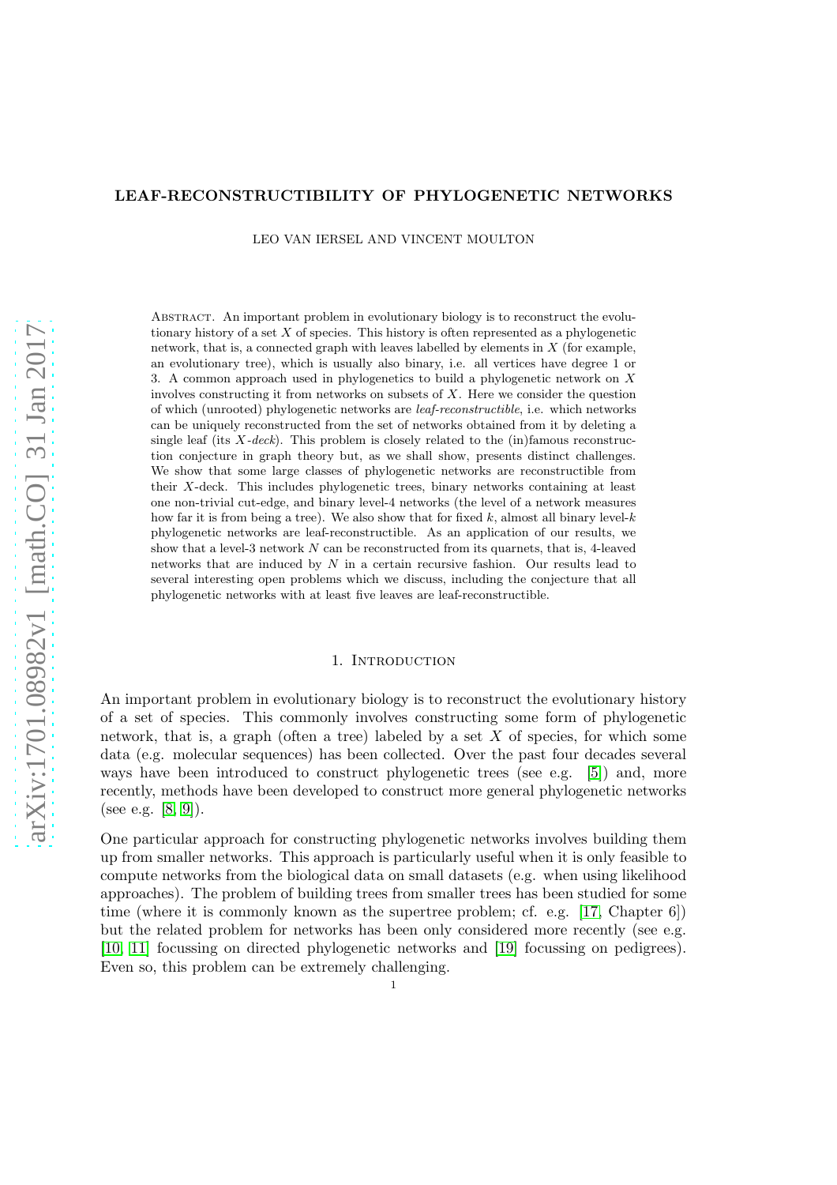# LEAF-RECONSTRUCTIBILITY OF PHYLOGENETIC NETWORKS

LEO VAN IERSEL AND VINCENT MOULTON

Abstract. An important problem in evolutionary biology is to reconstruct the evolutionary history of a set $X$ of species. This history is often represented as a phylogenetic network, that is, a connected graph with leaves labelled by elements in $X$ (for example, an evolutionary tree), which is usually also binary, i.e. all vertices have degree 1 or 3. A common approach used in phylogenetics to build a phylogenetic network on $X$ involves constructing it from networks on subsets of $X$. Here we consider the question of which (unrooted) phylogenetic networks are *leaf-reconstructible*, i.e. which networks can be uniquely reconstructed from the set of networks obtained from it by deleting a single leaf (its $X$-*deck*). This problem is closely related to the (in)famous reconstruction conjecture in graph theory but, as we shall show, presents distinct challenges. We show that some large classes of phylogenetic networks are reconstructible from their $X$-deck. This includes phylogenetic trees, binary networks containing at least one non-trivial cut-edge, and binary level-4 networks (the level of a network measures how far it is from being a tree). We also show that for fixed $k$, almost all binary level-$k$ phylogenetic networks are leaf-reconstructible. As an application of our results, we show that a level-3 network $N$ can be reconstructed from its quarnets, that is, 4-leaved networks that are induced by $N$ in a certain recursive fashion. Our results lead to several interesting open problems which we discuss, including the conjecture that all phylogenetic networks with at least five leaves are leaf-reconstructible.

## 1. Introduction

An important problem in evolutionary biology is to reconstruct the evolutionary history of a set of species. This commonly involves constructing some form of phylogenetic network, that is, a graph (often a tree) labeled by a set $X$ of species, for which some data (e.g. molecular sequences) has been collected. Over the past four decades several ways have been introduced to construct phylogenetic trees (see e.g. [5]) and, more recently, methods have been developed to construct more general phylogenetic networks (see e.g. [8, 9]).

One particular approach for constructing phylogenetic networks involves building them up from smaller networks. This approach is particularly useful when it is only feasible to compute networks from the biological data on small datasets (e.g. when using likelihood approaches). The problem of building trees from smaller trees has been studied for some time (where it is commonly known as the supertree problem; cf. e.g. [17, Chapter 6]) but the related problem for networks has been only considered more recently (see e.g. [10, 11] focussing on directed phylogenetic networks and [19] focussing on pedigrees). Even so, this problem can be extremely challenging.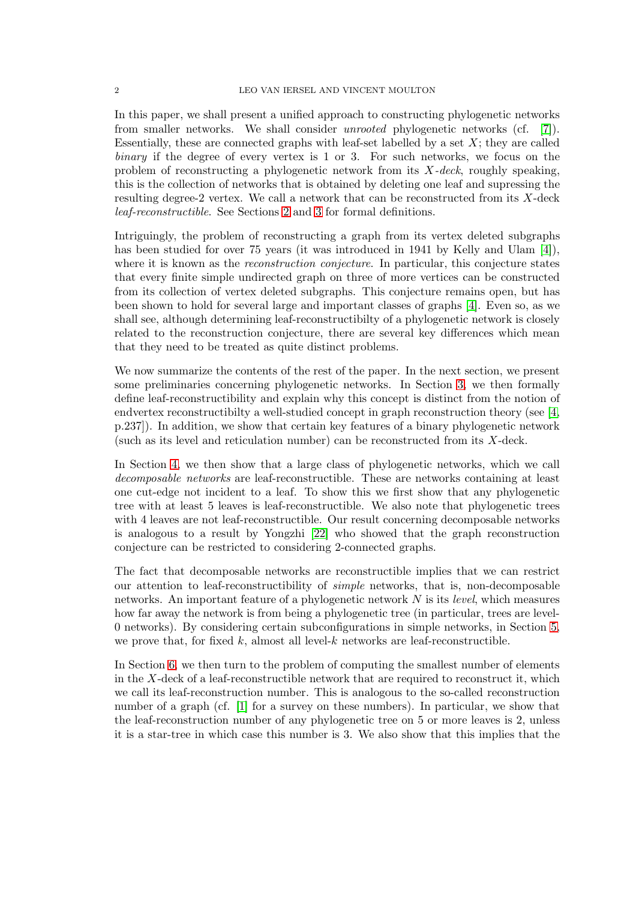In this paper, we shall present a unified approach to constructing phylogenetic networks from smaller networks. We shall consider *unrooted* phylogenetic networks (cf. [7]). Essentially, these are connected graphs with leaf-set labelled by a set $X$; they are called *binary* if the degree of every vertex is 1 or 3. For such networks, we focus on the problem of reconstructing a phylogenetic network from its $X$*-deck*, roughly speaking, this is the collection of networks that is obtained by deleting one leaf and supressing the resulting degree-2 vertex. We call a network that can be reconstructed from its $X$-deck *leaf-reconstructible*. See Sections 2 and 3 for formal definitions.

Intriguingly, the problem of reconstructing a graph from its vertex deleted subgraphs has been studied for over 75 years (it was introduced in 1941 by Kelly and Ulam [4]), where it is known as the *reconstruction conjecture*. In particular, this conjecture states that every finite simple undirected graph on three of more vertices can be constructed from its collection of vertex deleted subgraphs. This conjecture remains open, but has been shown to hold for several large and important classes of graphs [4]. Even so, as we shall see, although determining leaf-reconstructibilty of a phylogenetic network is closely related to the reconstruction conjecture, there are several key differences which mean that they need to be treated as quite distinct problems.

We now summarize the contents of the rest of the paper. In the next section, we present some preliminaries concerning phylogenetic networks. In Section 3, we then formally define leaf-reconstructibility and explain why this concept is distinct from the notion of endvertex reconstructibilty a well-studied concept in graph reconstruction theory (see [4, p.237]). In addition, we show that certain key features of a binary phylogenetic network (such as its level and reticulation number) can be reconstructed from its $X$-deck.

In Section 4, we then show that a large class of phylogenetic networks, which we call *decomposable networks* are leaf-reconstructible. These are networks containing at least one cut-edge not incident to a leaf. To show this we first show that any phylogenetic tree with at least 5 leaves is leaf-reconstructible. We also note that phylogenetic trees with 4 leaves are not leaf-reconstructible. Our result concerning decomposable networks is analogous to a result by Yongzhi [22] who showed that the graph reconstruction conjecture can be restricted to considering 2-connected graphs.

The fact that decomposable networks are reconstructible implies that we can restrict our attention to leaf-reconstructibility of *simple* networks, that is, non-decomposable networks. An important feature of a phylogenetic network $N$ is its *level*, which measures how far away the network is from being a phylogenetic tree (in particular, trees are level-0 networks). By considering certain subconfigurations in simple networks, in Section 5, we prove that, for fixed $k$, almost all level-$k$ networks are leaf-reconstructible.

In Section 6, we then turn to the problem of computing the smallest number of elements in the $X$-deck of a leaf-reconstructible network that are required to reconstruct it, which we call its leaf-reconstruction number. This is analogous to the so-called reconstruction number of a graph (cf. [1] for a survey on these numbers). In particular, we show that the leaf-reconstruction number of any phylogenetic tree on 5 or more leaves is 2, unless it is a star-tree in which case this number is 3. We also show that this implies that the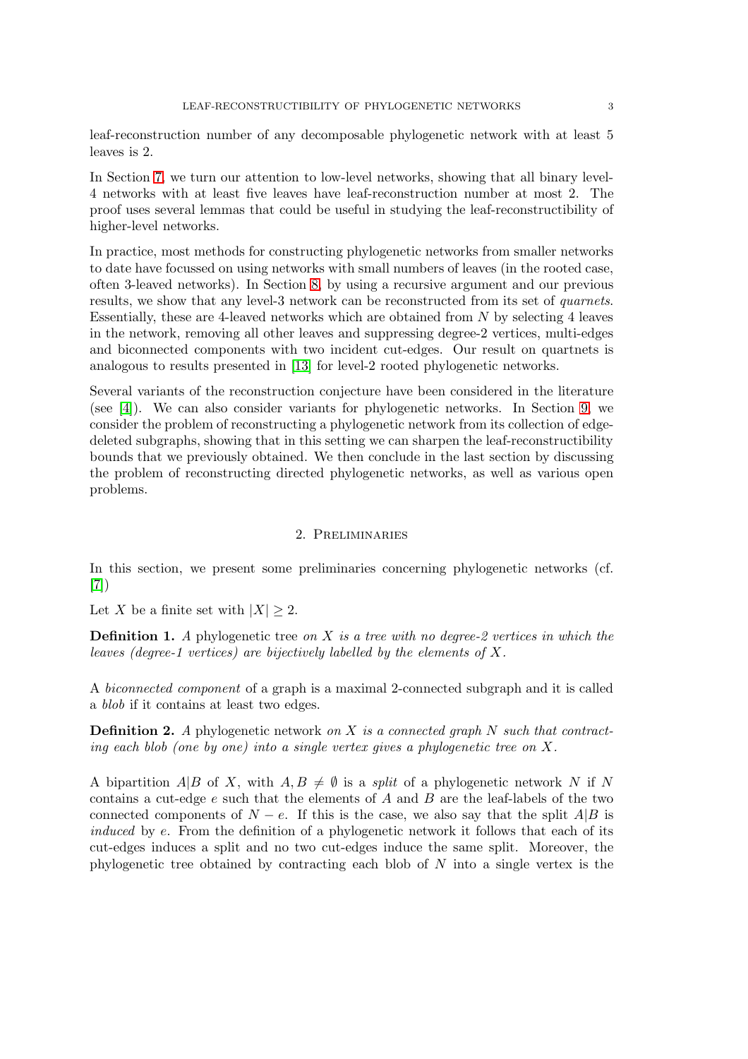leaf-reconstruction number of any decomposable phylogenetic network with at least 5 leaves is 2.

In Section 7, we turn our attention to low-level networks, showing that all binary level-4 networks with at least five leaves have leaf-reconstruction number at most 2. The proof uses several lemmas that could be useful in studying the leaf-reconstructibility of higher-level networks.

In practice, most methods for constructing phylogenetic networks from smaller networks to date have focussed on using networks with small numbers of leaves (in the rooted case, often 3-leaved networks). In Section 8, by using a recursive argument and our previous results, we show that any level-3 network can be reconstructed from its set of *quarnets*. Essentially, these are 4-leaved networks which are obtained from $N$ by selecting 4 leaves in the network, removing all other leaves and suppressing degree-2 vertices, multi-edges and biconnected components with two incident cut-edges. Our result on quartnets is analogous to results presented in [13] for level-2 rooted phylogenetic networks.

Several variants of the reconstruction conjecture have been considered in the literature (see [4]). We can also consider variants for phylogenetic networks. In Section 9, we consider the problem of reconstructing a phylogenetic network from its collection of edge-deleted subgraphs, showing that in this setting we can sharpen the leaf-reconstructibility bounds that we previously obtained. We then conclude in the last section by discussing the problem of reconstructing directed phylogenetic networks, as well as various open problems.

## 2. Preliminaries

In this section, we present some preliminaries concerning phylogenetic networks (cf. [7])

Let $X$ be a finite set with $|X| \geq 2$.

**Definition 1.** *A* phylogenetic tree *on $X$ is a tree with no degree-2 vertices in which the leaves (degree-1 vertices) are bijectively labelled by the elements of $X$.*

A *biconnected component* of a graph is a maximal 2-connected subgraph and it is called a *blob* if it contains at least two edges.

**Definition 2.** *A* phylogenetic network *on $X$ is a connected graph $N$ such that contracting each blob (one by one) into a single vertex gives a phylogenetic tree on $X$.*

A bipartition $A|B$ of $X$, with $A, B \neq \emptyset$ is a *split* of a phylogenetic network $N$ if $N$ contains a cut-edge $e$ such that the elements of $A$ and $B$ are the leaf-labels of the two connected components of $N - e$. If this is the case, we also say that the split $A|B$ is *induced* by $e$. From the definition of a phylogenetic network it follows that each of its cut-edges induces a split and no two cut-edges induce the same split. Moreover, the phylogenetic tree obtained by contracting each blob of $N$ into a single vertex is the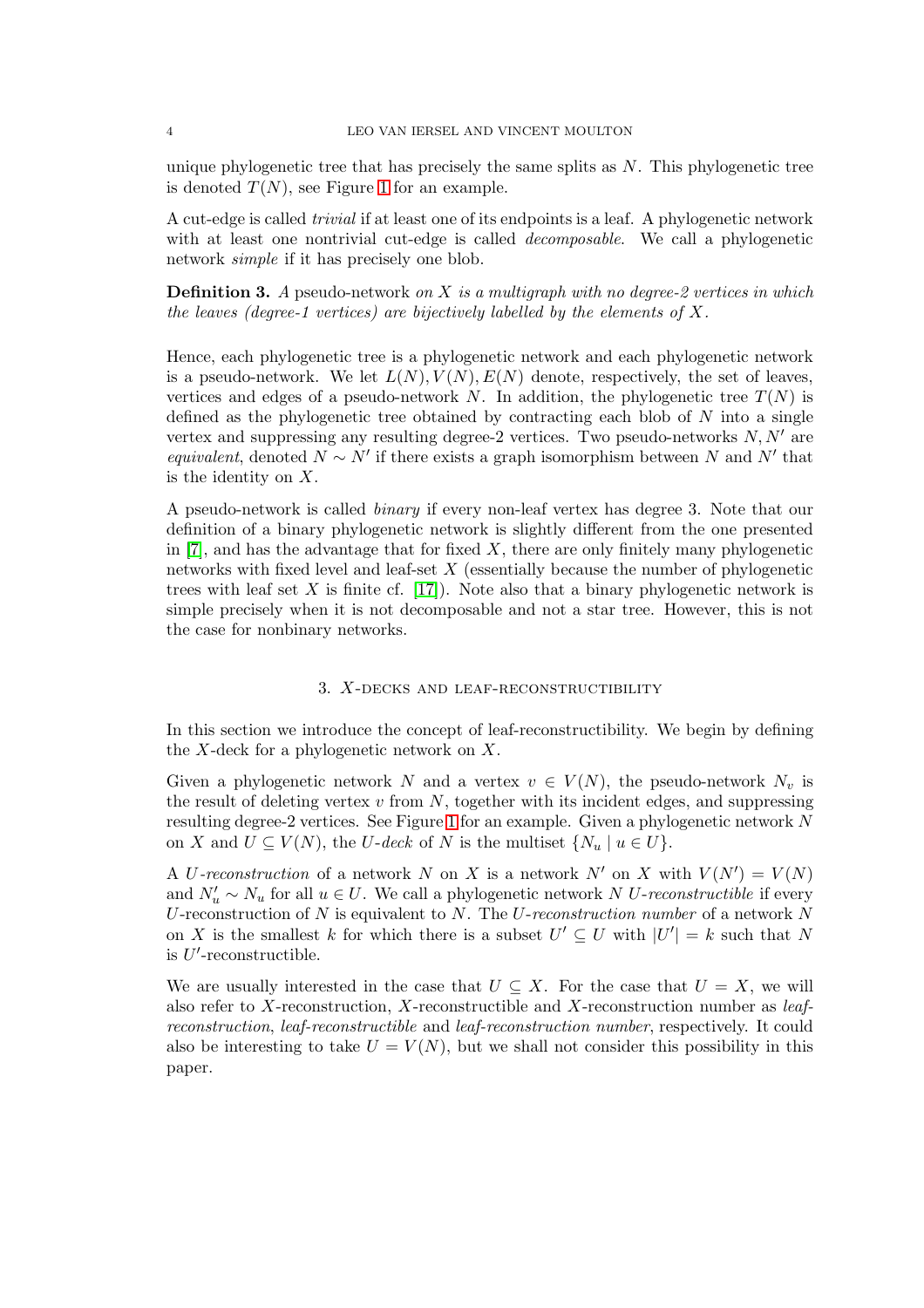unique phylogenetic tree that has precisely the same splits as $N$. This phylogenetic tree is denoted $T(N)$, see Figure 1 for an example.

A cut-edge is called *trivial* if at least one of its endpoints is a leaf. A phylogenetic network with at least one nontrivial cut-edge is called *decomposable*. We call a phylogenetic network *simple* if it has precisely one blob.

**Definition 3.** *A* pseudo-network *on $X$ is a multigraph with no degree-2 vertices in which the leaves (degree-1 vertices) are bijectively labelled by the elements of $X$.*

Hence, each phylogenetic tree is a phylogenetic network and each phylogenetic network is a pseudo-network. We let $L(N), V(N), E(N)$ denote, respectively, the set of leaves, vertices and edges of a pseudo-network $N$. In addition, the phylogenetic tree $T(N)$ is defined as the phylogenetic tree obtained by contracting each blob of $N$ into a single vertex and suppressing any resulting degree-2 vertices. Two pseudo-networks $N, N'$ are *equivalent*, denoted $N \sim N'$ if there exists a graph isomorphism between $N$ and $N'$ that is the identity on $X$.

A pseudo-network is called *binary* if every non-leaf vertex has degree 3. Note that our definition of a binary phylogenetic network is slightly different from the one presented in [7], and has the advantage that for fixed $X$, there are only finitely many phylogenetic networks with fixed level and leaf-set $X$ (essentially because the number of phylogenetic trees with leaf set $X$ is finite cf. [17]). Note also that a binary phylogenetic network is simple precisely when it is not decomposable and not a star tree. However, this is not the case for nonbinary networks.

## 3. $X$-decks and leaf-reconstructibility

In this section we introduce the concept of leaf-reconstructibility. We begin by defining the $X$-deck for a phylogenetic network on $X$.

Given a phylogenetic network $N$ and a vertex $v \in V(N)$, the pseudo-network $N_v$ is the result of deleting vertex $v$ from $N$, together with its incident edges, and suppressing resulting degree-2 vertices. See Figure 1 for an example. Given a phylogenetic network $N$ on $X$ and $U \subseteq V(N)$, the $U$*-deck* of $N$ is the multiset $\{N_u \mid u \in U\}$.

A $U$*-reconstruction* of a network $N$ on $X$ is a network $N'$ on $X$ with $V(N') = V(N)$ and $N'_u \sim N_u$ for all $u \in U$. We call a phylogenetic network $N$ $U$*-reconstructible* if every $U$-reconstruction of $N$ is equivalent to $N$. The $U$*-reconstruction number* of a network $N$ on $X$ is the smallest $k$ for which there is a subset $U' \subseteq U$ with $|U'| = k$ such that $N$ is $U'$-reconstructible.

We are usually interested in the case that $U \subseteq X$. For the case that $U = X$, we will also refer to $X$-reconstruction, $X$-reconstructible and $X$-reconstruction number as *leaf-reconstruction*, *leaf-reconstructible* and *leaf-reconstruction number*, respectively. It could also be interesting to take $U = V(N)$, but we shall not consider this possibility in this paper.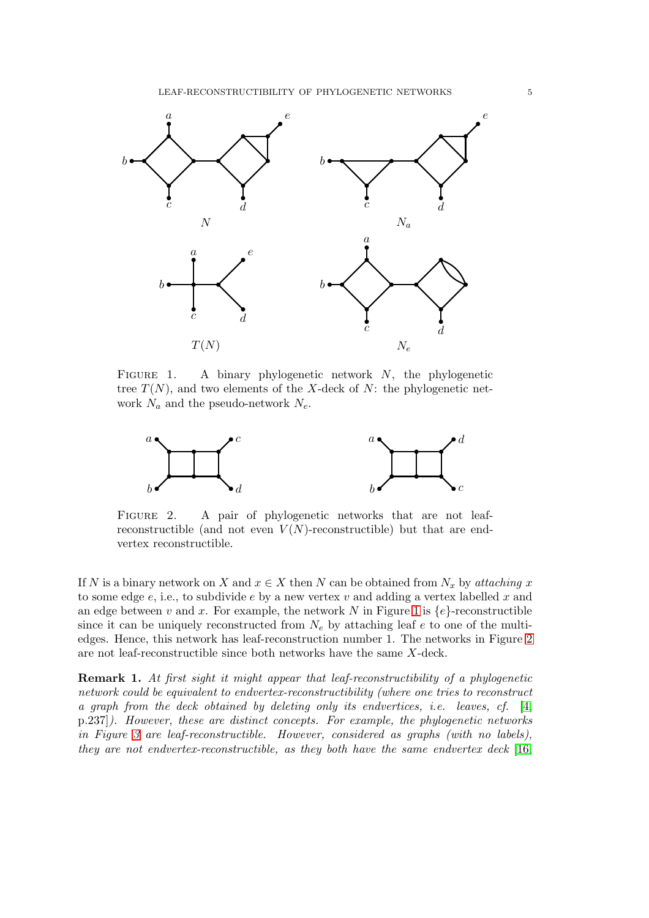FIGURE 1. A binary phylogenetic network $N$, the phylogenetic tree $T(N)$, and two elements of the $X$-deck of $N$: the phylogenetic network $N_a$ and the pseudo-network $N_e$.

FIGURE 2. A pair of phylogenetic networks that are not leaf-reconstructible (and not even $V(N)$-reconstructible) but that are end-vertex reconstructible.

If $N$ is a binary network on $X$ and $x \in X$ then $N$ can be obtained from $N_x$ by *attaching* $x$ to some edge $e$, i.e., to subdivide $e$ by a new vertex $v$ and adding a vertex labelled $x$ and an edge between $v$ and $x$. For example, the network $N$ in Figure 1 is $\{e\}$-reconstructible since it can be uniquely reconstructed from $N_e$ by attaching leaf $e$ to one of the multi-edges. Hence, this network has leaf-reconstruction number 1. The networks in Figure 2 are not leaf-reconstructible since both networks have the same $X$-deck.

**Remark 1.** *At first sight it might appear that leaf-reconstructibility of a phylogenetic network could be equivalent to endvertex-reconstructibility (where one tries to reconstruct a graph from the deck obtained by deleting only its endvertices, i.e. leaves, cf.* [4, p.237]*). However, these are distinct concepts. For example, the phylogenetic networks in Figure 3 are leaf-reconstructible. However, considered as graphs (with no labels), they are not endvertex-reconstructible, as they both have the same endvertex deck* [16,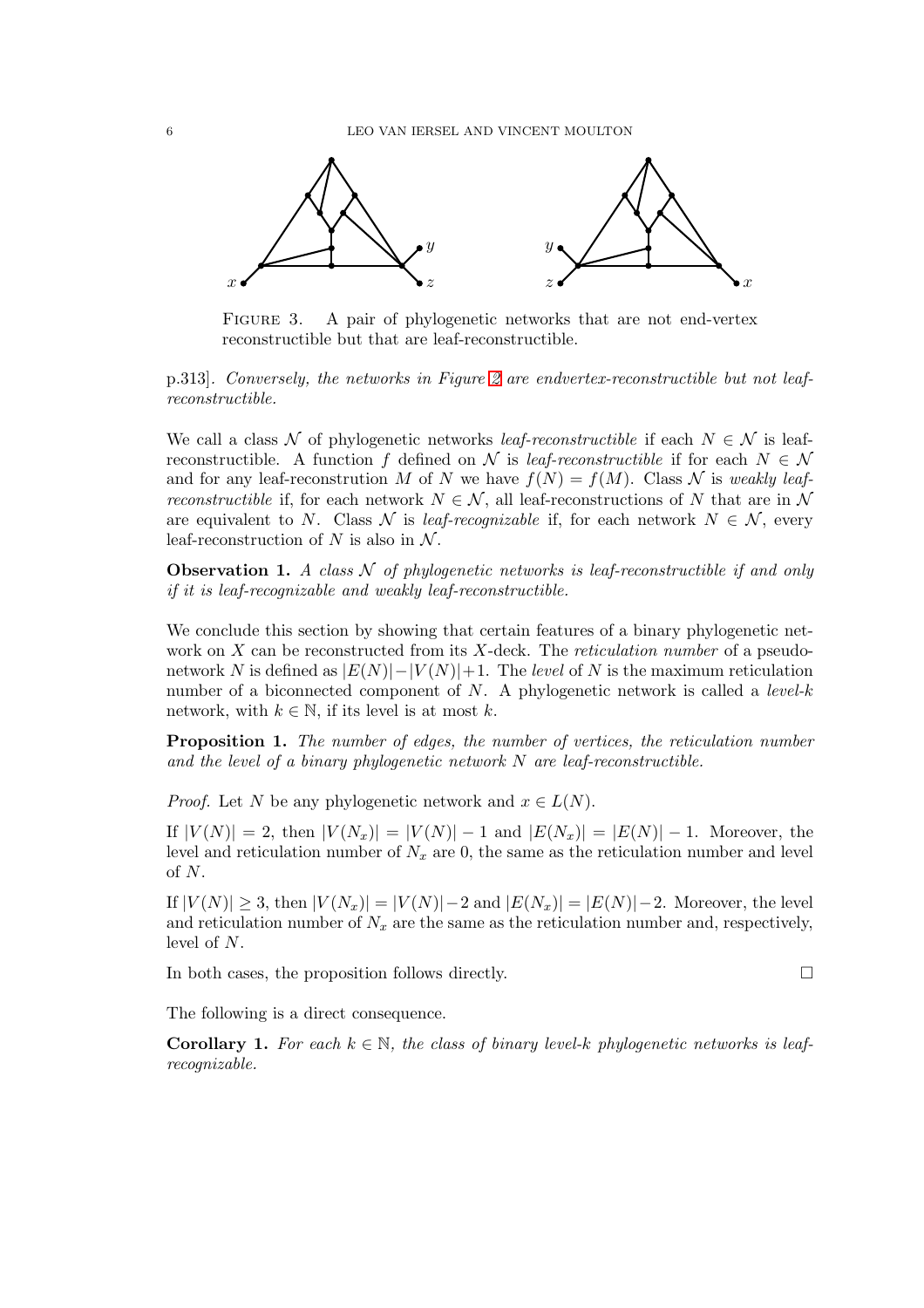FIGURE 3. A pair of phylogenetic networks that are not end-vertex reconstructible but that are leaf-reconstructible.

p.313]. *Conversely, the networks in Figure 2 are endvertex-reconstructible but not leaf-reconstructible.*

We call a class $\mathcal{N}$ of phylogenetic networks *leaf-reconstructible* if each $N \in \mathcal{N}$ is leaf-reconstructible. A function $f$ defined on $\mathcal{N}$ is *leaf-reconstructible* if for each $N \in \mathcal{N}$ and for any leaf-reconstrution $M$ of $N$ we have $f(N) = f(M)$. Class $\mathcal{N}$ is *weakly leaf-reconstructible* if, for each network $N \in \mathcal{N}$, all leaf-reconstructions of $N$ that are in $\mathcal{N}$ are equivalent to $N$. Class $\mathcal{N}$ is *leaf-recognizable* if, for each network $N \in \mathcal{N}$, every leaf-reconstruction of $N$ is also in $\mathcal{N}$.

**Observation 1.** *A class $\mathcal{N}$ of phylogenetic networks is leaf-reconstructible if and only if it is leaf-recognizable and weakly leaf-reconstructible.*

We conclude this section by showing that certain features of a binary phylogenetic network on $X$ can be reconstructed from its $X$-deck. The *reticulation number* of a pseudo-network $N$ is defined as $|E(N)|-|V(N)|+1$. The *level* of $N$ is the maximum reticulation number of a biconnected component of $N$. A phylogenetic network is called a *level-$k$* network, with $k \in \mathbb{N}$, if its level is at most $k$.

**Proposition 1.** *The number of edges, the number of vertices, the reticulation number and the level of a binary phylogenetic network $N$ are leaf-reconstructible.*

*Proof.* Let $N$ be any phylogenetic network and $x \in L(N)$.

If $|V(N)| = 2$, then $|V(N_x)| = |V(N)| - 1$ and $|E(N_x)| = |E(N)| - 1$. Moreover, the level and reticulation number of $N_x$ are 0, the same as the reticulation number and level of $N$.

If $|V(N)| \geq 3$, then $|V(N_x)| = |V(N)|-2$ and $|E(N_x)| = |E(N)|-2$. Moreover, the level and reticulation number of $N_x$ are the same as the reticulation number and, respectively, level of $N$.

In both cases, the proposition follows directly. $\square$

The following is a direct consequence.

**Corollary 1.** *For each $k \in \mathbb{N}$, the class of binary level-$k$ phylogenetic networks is leaf-recognizable.*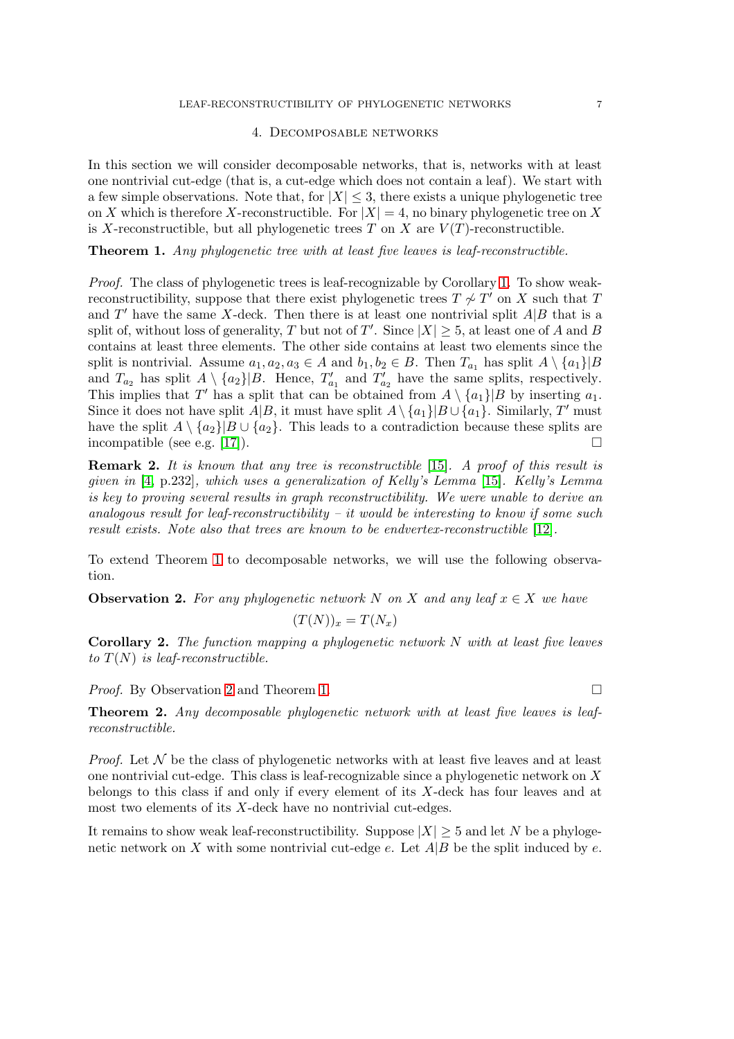## 4. Decomposable networks

In this section we will consider decomposable networks, that is, networks with at least one nontrivial cut-edge (that is, a cut-edge which does not contain a leaf). We start with a few simple observations. Note that, for $|X| \leq 3$, there exists a unique phylogenetic tree on $X$ which is therefore $X$-reconstructible. For $|X| = 4$, no binary phylogenetic tree on $X$ is $X$-reconstructible, but all phylogenetic trees $T$ on $X$ are $V(T)$-reconstructible.

**Theorem 1.** *Any phylogenetic tree with at least five leaves is leaf-reconstructible.*

*Proof.* The class of phylogenetic trees is leaf-recognizable by Corollary 1. To show weak-reconstructibility, suppose that there exist phylogenetic trees $T \not\sim T'$ on $X$ such that $T$ and $T'$ have the same $X$-deck. Then there is at least one nontrivial split $A|B$ that is a split of, without loss of generality, $T$ but not of $T'$. Since $|X| \geq 5$, at least one of $A$ and $B$ contains at least three elements. The other side contains at least two elements since the split is nontrivial. Assume $a_1, a_2, a_3 \in A$ and $b_1, b_2 \in B$. Then $T_{a_1}$ has split $A \setminus \{a_1\}|B$ and $T_{a_2}$ has split $A \setminus \{a_2\}|B$. Hence, $T'_{a_1}$ and $T'_{a_2}$ have the same splits, respectively. This implies that $T'$ has a split that can be obtained from $A \setminus \{a_1\}|B$ by inserting $a_1$. Since it does not have split $A|B$, it must have split $A \setminus \{a_1\}|B \cup \{a_1\}$. Similarly, $T'$ must have the split $A \setminus \{a_2\}|B \cup \{a_2\}$. This leads to a contradiction because these splits are incompatible (see e.g. [17]). $\square$

**Remark 2.** *It is known that any tree is reconstructible [15]. A proof of this result is given in [4, p.232], which uses a generalization of Kelly's Lemma [15]. Kelly's Lemma is key to proving several results in graph reconstructibility. We were unable to derive an analogous result for leaf-reconstructibility – it would be interesting to know if some such result exists. Note also that trees are known to be endvertex-reconstructible [12].*

To extend Theorem 1 to decomposable networks, we will use the following observation.

**Observation 2.** *For any phylogenetic network $N$ on $X$ and any leaf $x \in X$ we have*

$$(T(N))_x = T(N_x)$$

**Corollary 2.** *The function mapping a phylogenetic network $N$ with at least five leaves to $T(N)$ is leaf-reconstructible.*

*Proof.* By Observation 2 and Theorem 1. $\square$

**Theorem 2.** *Any decomposable phylogenetic network with at least five leaves is leaf-reconstructible.*

*Proof.* Let $\mathcal{N}$ be the class of phylogenetic networks with at least five leaves and at least one nontrivial cut-edge. This class is leaf-recognizable since a phylogenetic network on $X$ belongs to this class if and only if every element of its $X$-deck has four leaves and at most two elements of its $X$-deck have no nontrivial cut-edges.

It remains to show weak leaf-reconstructibility. Suppose $|X| \geq 5$ and let $N$ be a phylogenetic network on $X$ with some nontrivial cut-edge $e$. Let $A|B$ be the split induced by $e$.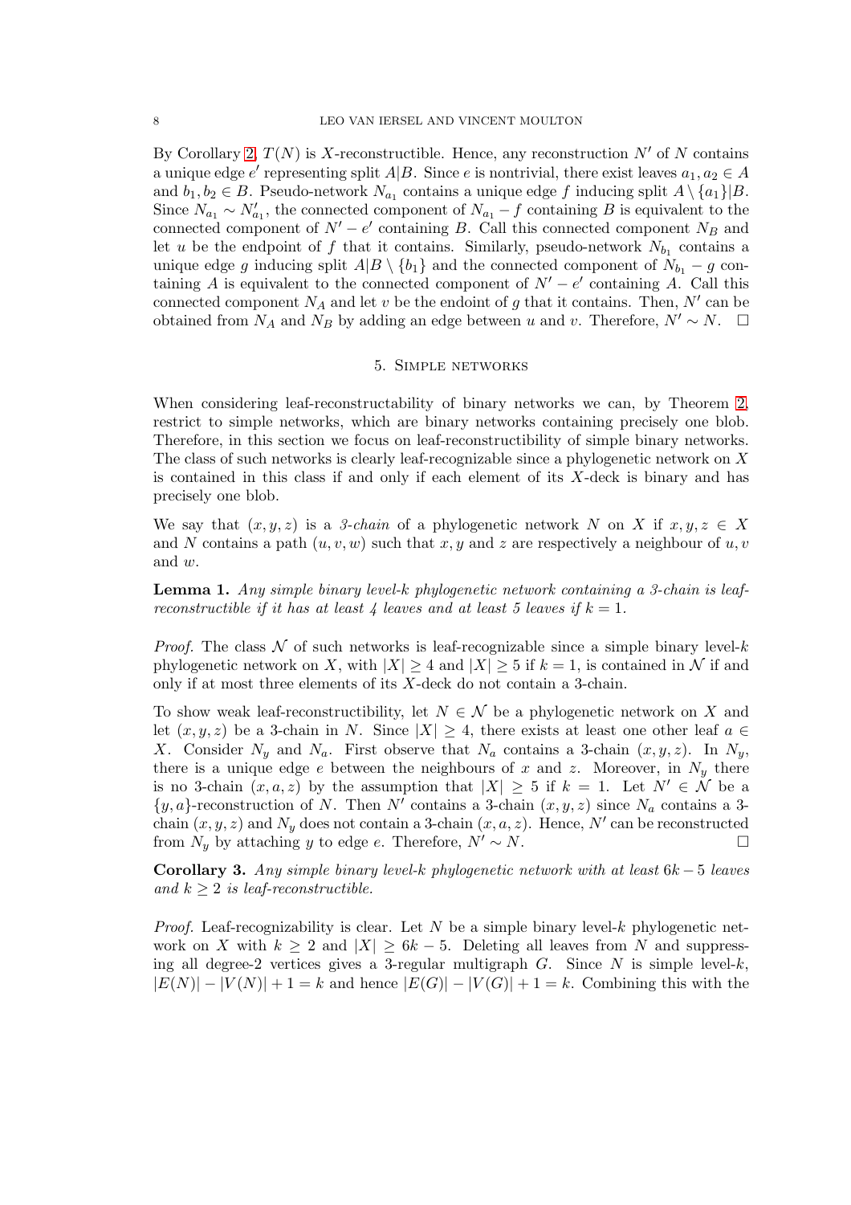By Corollary 2, $T(N)$ is $X$-reconstructible. Hence, any reconstruction $N'$ of $N$ contains a unique edge $e'$ representing split $A|B$. Since $e$ is nontrivial, there exist leaves $a_1, a_2 \in A$ and $b_1, b_2 \in B$. Pseudo-network $N_{a_1}$ contains a unique edge $f$ inducing split $A \setminus \{a_1\}|B$. Since $N_{a_1} \sim N'_{a_1}$, the connected component of $N_{a_1} - f$ containing $B$ is equivalent to the connected component of $N' - e'$ containing $B$. Call this connected component $N_B$ and let $u$ be the endpoint of $f$ that it contains. Similarly, pseudo-network $N_{b_1}$ contains a unique edge $g$ inducing split $A|B \setminus \{b_1\}$ and the connected component of $N_{b_1} - g$ containing $A$ is equivalent to the connected component of $N' - e'$ containing $A$. Call this connected component $N_A$ and let $v$ be the endoint of $g$ that it contains. Then, $N'$ can be obtained from $N_A$ and $N_B$ by adding an edge between $u$ and $v$. Therefore, $N' \sim N$. $\square$

## 5. Simple networks

When considering leaf-reconstructability of binary networks we can, by Theorem 2, restrict to simple networks, which are binary networks containing precisely one blob. Therefore, in this section we focus on leaf-reconstructibility of simple binary networks. The class of such networks is clearly leaf-recognizable since a phylogenetic network on $X$ is contained in this class if and only if each element of its $X$-deck is binary and has precisely one blob.

We say that $(x, y, z)$ is a *3-chain* of a phylogenetic network $N$ on $X$ if $x, y, z \in X$ and $N$ contains a path $(u, v, w)$ such that $x, y$ and $z$ are respectively a neighbour of $u, v$ and $w$.

**Lemma 1.** *Any simple binary level-$k$ phylogenetic network containing a 3-chain is leaf-reconstructible if it has at least 4 leaves and at least 5 leaves if $k = 1$.*

*Proof.* The class $\mathcal{N}$ of such networks is leaf-recognizable since a simple binary level-$k$ phylogenetic network on $X$, with $|X| \geq 4$ and $|X| \geq 5$ if $k = 1$, is contained in $\mathcal{N}$ if and only if at most three elements of its $X$-deck do not contain a 3-chain.

To show weak leaf-reconstructibility, let $N \in \mathcal{N}$ be a phylogenetic network on $X$ and let $(x, y, z)$ be a 3-chain in $N$. Since $|X| \geq 4$, there exists at least one other leaf $a \in X$. Consider $N_y$ and $N_a$. First observe that $N_a$ contains a 3-chain $(x, y, z)$. In $N_y$, there is a unique edge $e$ between the neighbours of $x$ and $z$. Moreover, in $N_y$ there is no 3-chain $(x, a, z)$ by the assumption that $|X| \geq 5$ if $k = 1$. Let $N' \in \mathcal{N}$ be a $\{y, a\}$-reconstruction of $N$. Then $N'$ contains a 3-chain $(x, y, z)$ since $N_a$ contains a 3-chain $(x, y, z)$ and $N_y$ does not contain a 3-chain $(x, a, z)$. Hence, $N'$ can be reconstructed from $N_y$ by attaching $y$ to edge $e$. Therefore, $N' \sim N$. $\square$

**Corollary 3.** *Any simple binary level-$k$ phylogenetic network with at least $6k - 5$ leaves and $k \geq 2$ is leaf-reconstructible.*

*Proof.* Leaf-recognizability is clear. Let $N$ be a simple binary level-$k$ phylogenetic network on $X$ with $k \geq 2$ and $|X| \geq 6k - 5$. Deleting all leaves from $N$ and suppressing all degree-2 vertices gives a 3-regular multigraph $G$. Since $N$ is simple level-$k$, $|E(N)| - |V(N)| + 1 = k$ and hence $|E(G)| - |V(G)| + 1 = k$. Combining this with the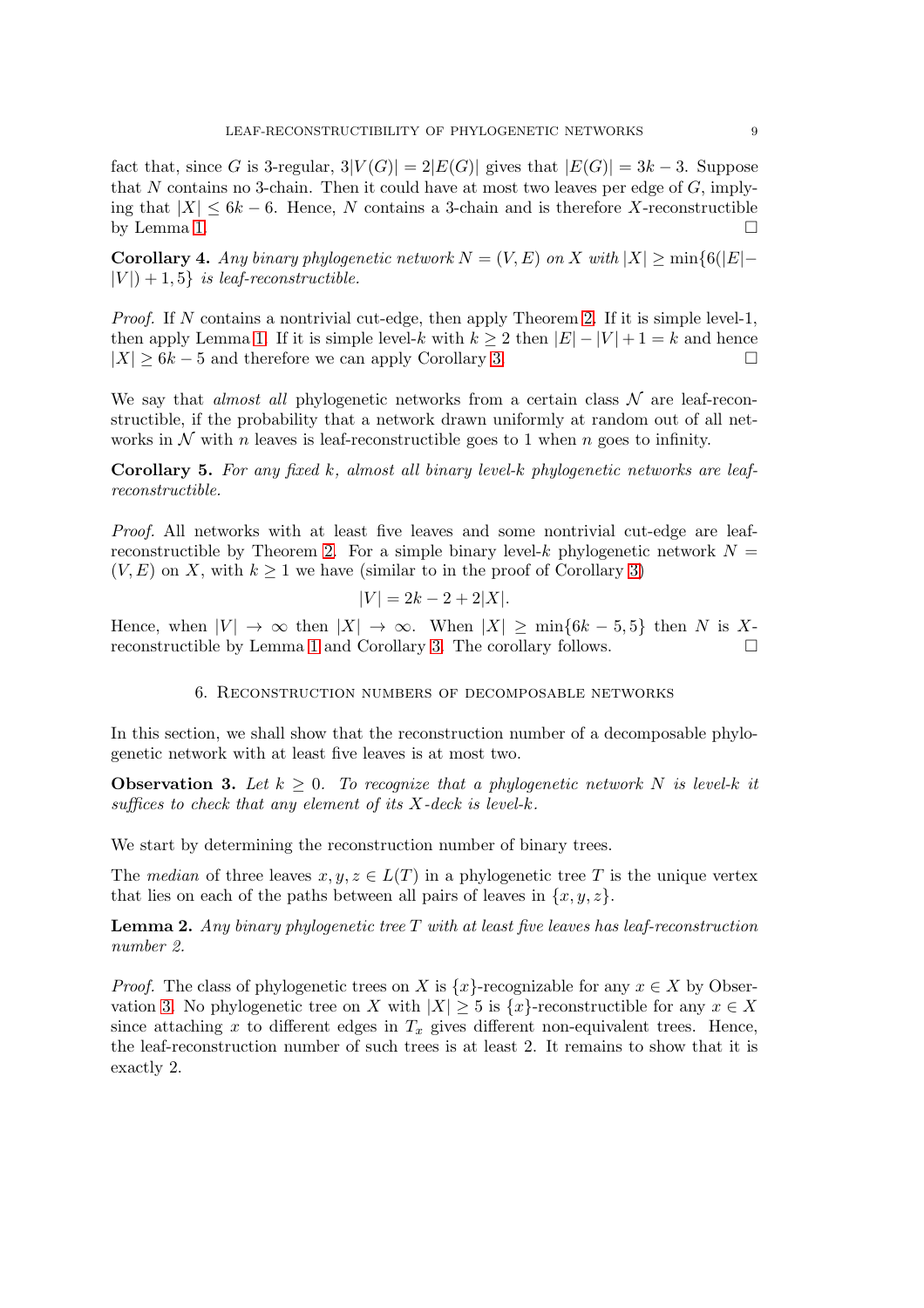fact that, since $G$ is 3-regular, $3|V(G)| = 2|E(G)|$ gives that $|E(G)| = 3k - 3$. Suppose that $N$ contains no 3-chain. Then it could have at most two leaves per edge of $G$, implying that $|X| \leq 6k - 6$. Hence, $N$ contains a 3-chain and is therefore $X$-reconstructible by Lemma 1. □

**Corollary 4.** *Any binary phylogenetic network $N = (V, E)$ on $X$ with $|X| \geq \min\{6(|E| - |V|) + 1, 5\}$ is leaf-reconstructible.*

*Proof.* If $N$ contains a nontrivial cut-edge, then apply Theorem 2. If it is simple level-1, then apply Lemma 1. If it is simple level-$k$ with $k \geq 2$ then $|E| - |V| + 1 = k$ and hence $|X| \geq 6k - 5$ and therefore we can apply Corollary 3. □

We say that *almost all* phylogenetic networks from a certain class $\mathcal{N}$ are leaf-reconstructible, if the probability that a network drawn uniformly at random out of all networks in $\mathcal{N}$ with $n$ leaves is leaf-reconstructible goes to 1 when $n$ goes to infinity.

**Corollary 5.** *For any fixed $k$, almost all binary level-$k$ phylogenetic networks are leaf-reconstructible.*

*Proof.* All networks with at least five leaves and some nontrivial cut-edge are leaf-reconstructible by Theorem 2. For a simple binary level-$k$ phylogenetic network $N = (V, E)$ on $X$, with $k \geq 1$ we have (similar to in the proof of Corollary 3)

$$|V| = 2k - 2 + 2|X|.$$

Hence, when $|V| \to \infty$ then $|X| \to \infty$. When $|X| \geq \min\{6k - 5, 5\}$ then $N$ is $X$-reconstructible by Lemma 1 and Corollary 3. The corollary follows. □

## 6. Reconstruction numbers of decomposable networks

In this section, we shall show that the reconstruction number of a decomposable phylogenetic network with at least five leaves is at most two.

**Observation 3.** *Let $k \geq 0$. To recognize that a phylogenetic network $N$ is level-$k$ it suffices to check that any element of its $X$-deck is level-$k$.*

We start by determining the reconstruction number of binary trees.

The *median* of three leaves $x, y, z \in L(T)$ in a phylogenetic tree $T$ is the unique vertex that lies on each of the paths between all pairs of leaves in $\{x, y, z\}$.

**Lemma 2.** *Any binary phylogenetic tree $T$ with at least five leaves has leaf-reconstruction number 2.*

*Proof.* The class of phylogenetic trees on $X$ is $\{x\}$-recognizable for any $x \in X$ by Observation 3. No phylogenetic tree on $X$ with $|X| \geq 5$ is $\{x\}$-reconstructible for any $x \in X$ since attaching $x$ to different edges in $T_x$ gives different non-equivalent trees. Hence, the leaf-reconstruction number of such trees is at least 2. It remains to show that it is exactly 2.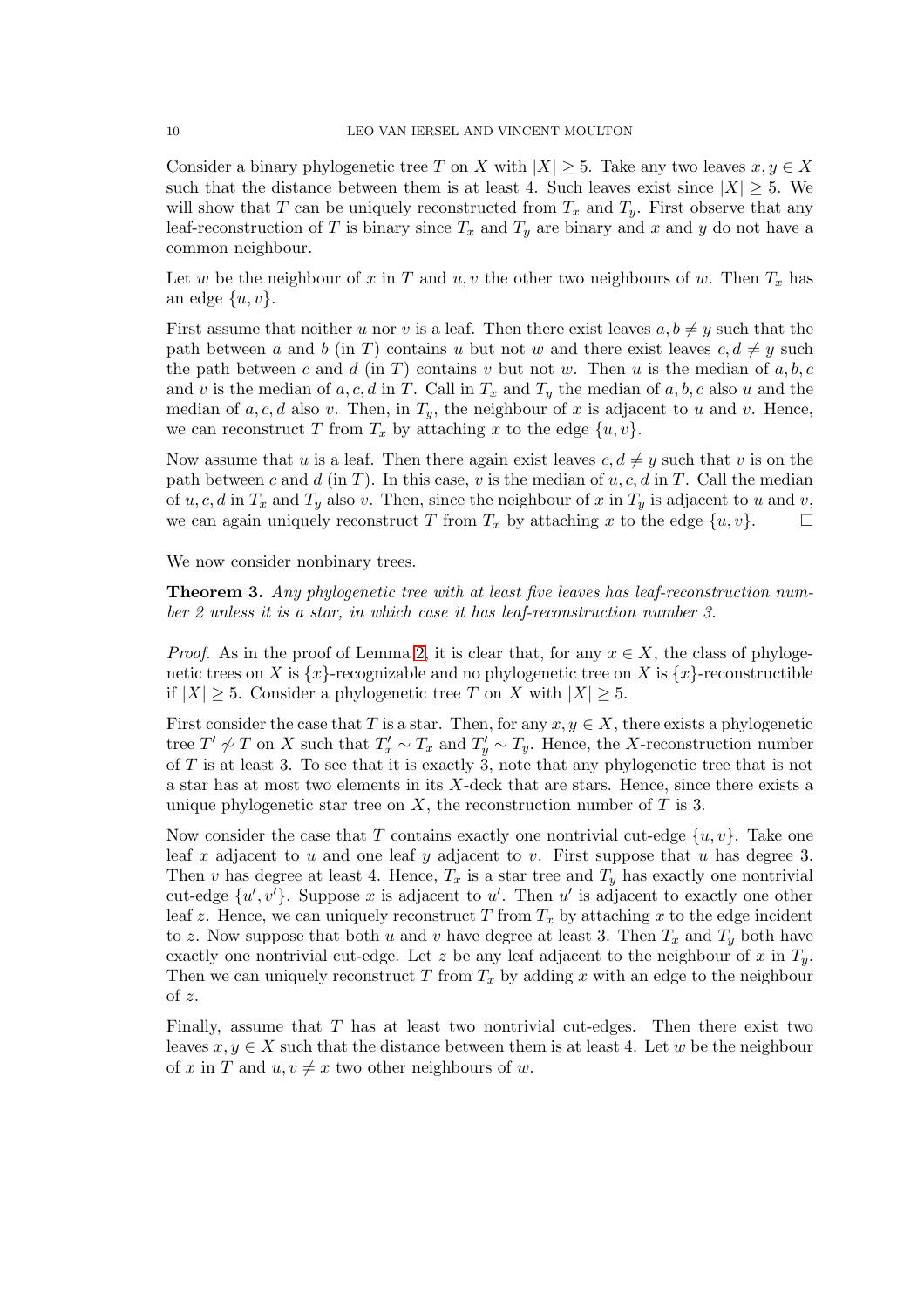Consider a binary phylogenetic tree $T$ on $X$ with $|X| \geq 5$. Take any two leaves $x, y \in X$ such that the distance between them is at least 4. Such leaves exist since $|X| \geq 5$. We will show that $T$ can be uniquely reconstructed from $T_x$ and $T_y$. First observe that any leaf-reconstruction of $T$ is binary since $T_x$ and $T_y$ are binary and $x$ and $y$ do not have a common neighbour.

Let $w$ be the neighbour of $x$ in $T$ and $u, v$ the other two neighbours of $w$. Then $T_x$ has an edge $\{u, v\}$.

First assume that neither $u$ nor $v$ is a leaf. Then there exist leaves $a, b \neq y$ such that the path between $a$ and $b$ (in $T$) contains $u$ but not $w$ and there exist leaves $c, d \neq y$ such the path between $c$ and $d$ (in $T$) contains $v$ but not $w$. Then $u$ is the median of $a, b, c$ and $v$ is the median of $a, c, d$ in $T$. Call in $T_x$ and $T_y$ the median of $a, b, c$ also $u$ and the median of $a, c, d$ also $v$. Then, in $T_y$, the neighbour of $x$ is adjacent to $u$ and $v$. Hence, we can reconstruct $T$ from $T_x$ by attaching $x$ to the edge $\{u, v\}$.

Now assume that $u$ is a leaf. Then there again exist leaves $c, d \neq y$ such that $v$ is on the path between $c$ and $d$ (in $T$). In this case, $v$ is the median of $u, c, d$ in $T$. Call the median of $u, c, d$ in $T_x$ and $T_y$ also $v$. Then, since the neighbour of $x$ in $T_y$ is adjacent to $u$ and $v$, we can again uniquely reconstruct $T$ from $T_x$ by attaching $x$ to the edge $\{u, v\}$. □

We now consider nonbinary trees.

**Theorem 3.** *Any phylogenetic tree with at least five leaves has leaf-reconstruction number 2 unless it is a star, in which case it has leaf-reconstruction number 3.*

*Proof.* As in the proof of Lemma 2, it is clear that, for any $x \in X$, the class of phylogenetic trees on $X$ is $\{x\}$-recognizable and no phylogenetic tree on $X$ is $\{x\}$-reconstructible if $|X| \geq 5$. Consider a phylogenetic tree $T$ on $X$ with $|X| \geq 5$.

First consider the case that $T$ is a star. Then, for any $x, y \in X$, there exists a phylogenetic tree $T' \not\sim T$ on $X$ such that $T'_x \sim T_x$ and $T'_y \sim T_y$. Hence, the $X$-reconstruction number of $T$ is at least 3. To see that it is exactly 3, note that any phylogenetic tree that is not a star has at most two elements in its $X$-deck that are stars. Hence, since there exists a unique phylogenetic star tree on $X$, the reconstruction number of $T$ is 3.

Now consider the case that $T$ contains exactly one nontrivial cut-edge $\{u, v\}$. Take one leaf $x$ adjacent to $u$ and one leaf $y$ adjacent to $v$. First suppose that $u$ has degree 3. Then $v$ has degree at least 4. Hence, $T_x$ is a star tree and $T_y$ has exactly one nontrivial cut-edge $\{u', v'\}$. Suppose $x$ is adjacent to $u'$. Then $u'$ is adjacent to exactly one other leaf $z$. Hence, we can uniquely reconstruct $T$ from $T_x$ by attaching $x$ to the edge incident to $z$. Now suppose that both $u$ and $v$ have degree at least 3. Then $T_x$ and $T_y$ both have exactly one nontrivial cut-edge. Let $z$ be any leaf adjacent to the neighbour of $x$ in $T_y$. Then we can uniquely reconstruct $T$ from $T_x$ by adding $x$ with an edge to the neighbour of $z$.

Finally, assume that $T$ has at least two nontrivial cut-edges. Then there exist two leaves $x, y \in X$ such that the distance between them is at least 4. Let $w$ be the neighbour of $x$ in $T$ and $u, v \neq x$ two other neighbours of $w$.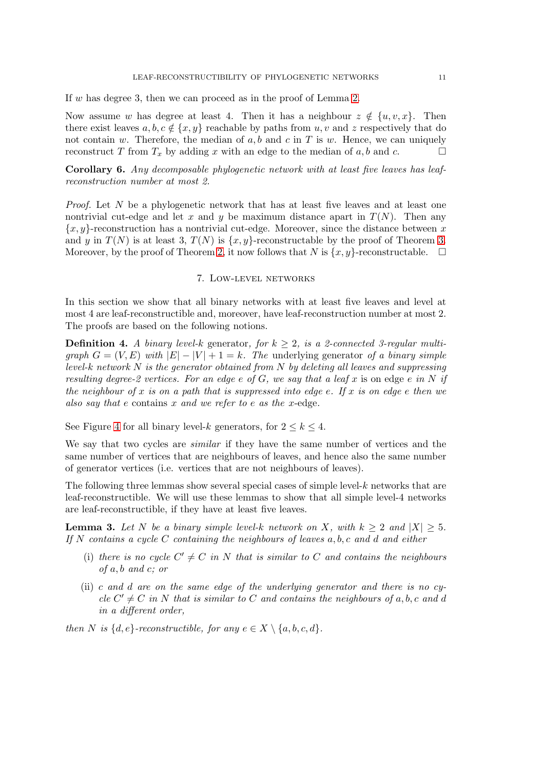If $w$ has degree 3, then we can proceed as in the proof of Lemma 2.

Now assume $w$ has degree at least 4. Then it has a neighbour $z \notin \{u, v, x\}$. Then there exist leaves $a, b, c \notin \{x, y\}$ reachable by paths from $u, v$ and $z$ respectively that do not contain $w$. Therefore, the median of $a, b$ and $c$ in $T$ is $w$. Hence, we can uniquely reconstruct $T$ from $T_x$ by adding $x$ with an edge to the median of $a, b$ and $c$. □

**Corollary 6.** *Any decomposable phylogenetic network with at least five leaves has leaf-reconstruction number at most 2.*

*Proof.* Let $N$ be a phylogenetic network that has at least five leaves and at least one nontrivial cut-edge and let $x$ and $y$ be maximum distance apart in $T(N)$. Then any $\{x, y\}$-reconstruction has a nontrivial cut-edge. Moreover, since the distance between $x$ and $y$ in $T(N)$ is at least 3, $T(N)$ is $\{x, y\}$-reconstructable by the proof of Theorem 3. Moreover, by the proof of Theorem 2, it now follows that $N$ is $\{x, y\}$-reconstructable. □

## 7. Low-level networks

In this section we show that all binary networks with at least five leaves and level at most 4 are leaf-reconstructible and, moreover, have leaf-reconstruction number at most 2. The proofs are based on the following notions.

**Definition 4.** *A binary level-$k$* generator*, for $k \geq 2$, is a 2-connected 3-regular multigraph $G = (V, E)$ with $|E| - |V| + 1 = k$. The* underlying generator *of a binary simple level-$k$ network $N$ is the generator obtained from $N$ by deleting all leaves and suppressing resulting degree-2 vertices. For an edge $e$ of $G$, we say that a leaf $x$* is on edge $e$ in $N$ *if the neighbour of $x$ is on a path that is suppressed into edge $e$. If $x$ is on edge $e$ then we also say that $e$* contains *$x$ and we refer to $e$ as the* $x$-edge.

See Figure 4 for all binary level-$k$ generators, for $2 \leq k \leq 4$.

We say that two cycles are *similar* if they have the same number of vertices and the same number of vertices that are neighbours of leaves, and hence also the same number of generator vertices (i.e. vertices that are not neighbours of leaves).

The following three lemmas show several special cases of simple level-$k$ networks that are leaf-reconstructible. We will use these lemmas to show that all simple level-4 networks are leaf-reconstructible, if they have at least five leaves.

**Lemma 3.** *Let $N$ be a binary simple level-$k$ network on $X$, with $k \geq 2$ and $|X| \geq 5$. If $N$ contains a cycle $C$ containing the neighbours of leaves $a, b, c$ and $d$ and either*

- (i) *there is no cycle $C' \neq C$ in $N$ that is similar to $C$ and contains the neighbours of $a, b$ and $c$; or*
- (ii) *$c$ and $d$ are on the same edge of the underlying generator and there is no cycle $C' \neq C$ in $N$ that is similar to $C$ and contains the neighbours of $a, b, c$ and $d$ in a different order,*

*then $N$ is $\{d, e\}$-reconstructible, for any $e \in X \setminus \{a, b, c, d\}$.*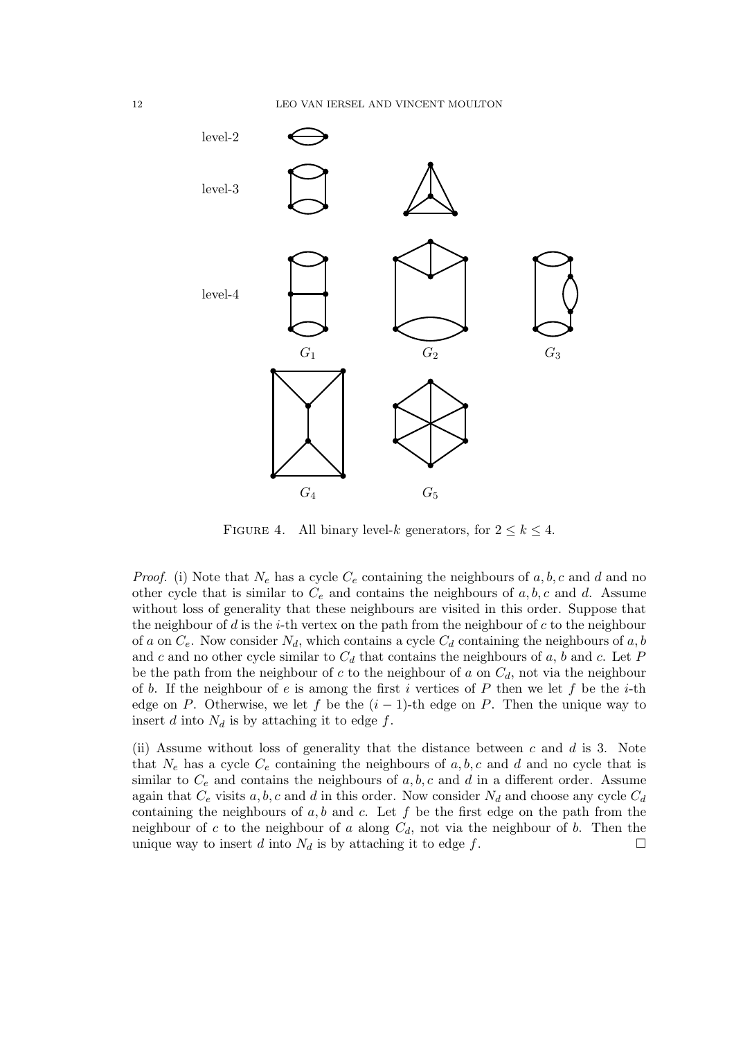FIGURE 4. All binary level-$k$ generators, for $2 \leq k \leq 4$.

*Proof.* (i) Note that $N_e$ has a cycle $C_e$ containing the neighbours of $a, b, c$ and $d$ and no other cycle that is similar to $C_e$ and contains the neighbours of $a, b, c$ and $d$. Assume without loss of generality that these neighbours are visited in this order. Suppose that the neighbour of $d$ is the $i$-th vertex on the path from the neighbour of $c$ to the neighbour of $a$ on $C_e$. Now consider $N_d$, which contains a cycle $C_d$ containing the neighbours of $a, b$ and $c$ and no other cycle similar to $C_d$ that contains the neighbours of $a$, $b$ and $c$. Let $P$ be the path from the neighbour of $c$ to the neighbour of $a$ on $C_d$, not via the neighbour of $b$. If the neighbour of $e$ is among the first $i$ vertices of $P$ then we let $f$ be the $i$-th edge on $P$. Otherwise, we let $f$ be the $(i-1)$-th edge on $P$. Then the unique way to insert $d$ into $N_d$ is by attaching it to edge $f$.

(ii) Assume without loss of generality that the distance between $c$ and $d$ is 3. Note that $N_e$ has a cycle $C_e$ containing the neighbours of $a, b, c$ and $d$ and no cycle that is similar to $C_e$ and contains the neighbours of $a, b, c$ and $d$ in a different order. Assume again that $C_e$ visits $a, b, c$ and $d$ in this order. Now consider $N_d$ and choose any cycle $C_d$ containing the neighbours of $a, b$ and $c$. Let $f$ be the first edge on the path from the neighbour of $c$ to the neighbour of $a$ along $C_d$, not via the neighbour of $b$. Then the unique way to insert $d$ into $N_d$ is by attaching it to edge $f$. $\square$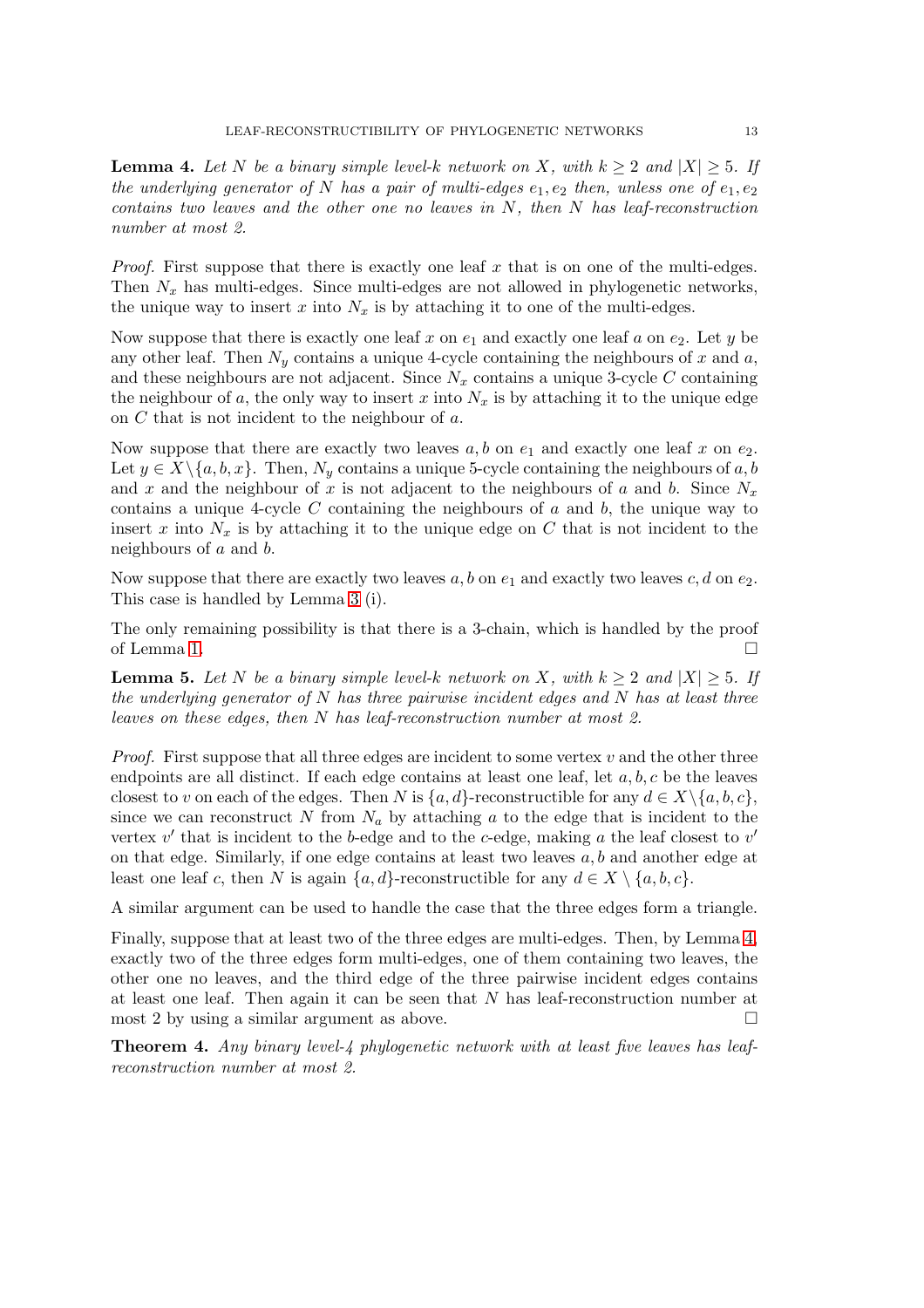**Lemma 4.** *Let $N$ be a binary simple level-$k$ network on $X$, with $k \geq 2$ and $|X| \geq 5$. If the underlying generator of $N$ has a pair of multi-edges $e_1, e_2$ then, unless one of $e_1, e_2$ contains two leaves and the other one no leaves in $N$, then $N$ has leaf-reconstruction number at most 2.*

*Proof.* First suppose that there is exactly one leaf $x$ that is on one of the multi-edges. Then $N_x$ has multi-edges. Since multi-edges are not allowed in phylogenetic networks, the unique way to insert $x$ into $N_x$ is by attaching it to one of the multi-edges.

Now suppose that there is exactly one leaf $x$ on $e_1$ and exactly one leaf $a$ on $e_2$. Let $y$ be any other leaf. Then $N_y$ contains a unique 4-cycle containing the neighbours of $x$ and $a$, and these neighbours are not adjacent. Since $N_x$ contains a unique 3-cycle $C$ containing the neighbour of $a$, the only way to insert $x$ into $N_x$ is by attaching it to the unique edge on $C$ that is not incident to the neighbour of $a$.

Now suppose that there are exactly two leaves $a, b$ on $e_1$ and exactly one leaf $x$ on $e_2$. Let $y \in X \setminus \{a, b, x\}$. Then, $N_y$ contains a unique 5-cycle containing the neighbours of $a, b$ and $x$ and the neighbour of $x$ is not adjacent to the neighbours of $a$ and $b$. Since $N_x$ contains a unique 4-cycle $C$ containing the neighbours of $a$ and $b$, the unique way to insert $x$ into $N_x$ is by attaching it to the unique edge on $C$ that is not incident to the neighbours of $a$ and $b$.

Now suppose that there are exactly two leaves $a, b$ on $e_1$ and exactly two leaves $c, d$ on $e_2$. This case is handled by Lemma 3 (i).

The only remaining possibility is that there is a 3-chain, which is handled by the proof of Lemma 1. □

**Lemma 5.** *Let $N$ be a binary simple level-$k$ network on $X$, with $k \geq 2$ and $|X| \geq 5$. If the underlying generator of $N$ has three pairwise incident edges and $N$ has at least three leaves on these edges, then $N$ has leaf-reconstruction number at most 2.*

*Proof.* First suppose that all three edges are incident to some vertex $v$ and the other three endpoints are all distinct. If each edge contains at least one leaf, let $a, b, c$ be the leaves closest to $v$ on each of the edges. Then $N$ is $\{a, d\}$-reconstructible for any $d \in X \setminus \{a, b, c\}$, since we can reconstruct $N$ from $N_a$ by attaching $a$ to the edge that is incident to the vertex $v'$ that is incident to the $b$-edge and to the $c$-edge, making $a$ the leaf closest to $v'$ on that edge. Similarly, if one edge contains at least two leaves $a, b$ and another edge at least one leaf $c$, then $N$ is again $\{a, d\}$-reconstructible for any $d \in X \setminus \{a, b, c\}$.

A similar argument can be used to handle the case that the three edges form a triangle.

Finally, suppose that at least two of the three edges are multi-edges. Then, by Lemma 4, exactly two of the three edges form multi-edges, one of them containing two leaves, the other one no leaves, and the third edge of the three pairwise incident edges contains at least one leaf. Then again it can be seen that $N$ has leaf-reconstruction number at most 2 by using a similar argument as above. □

**Theorem 4.** *Any binary level-4 phylogenetic network with at least five leaves has leaf-reconstruction number at most 2.*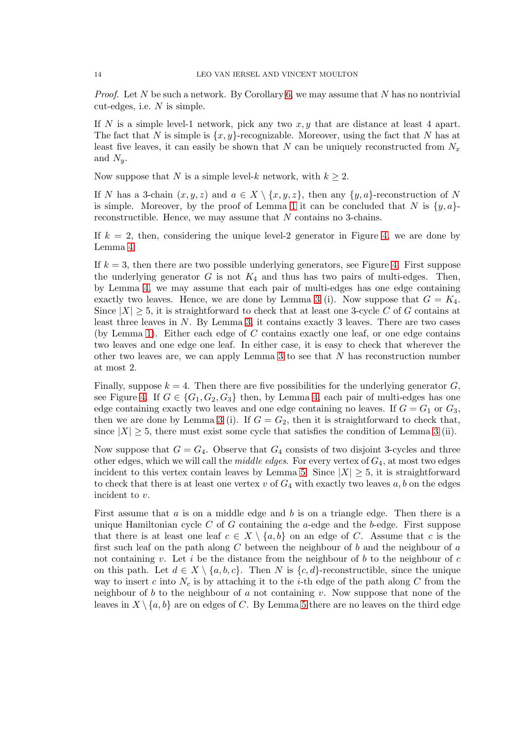*Proof.* Let $N$ be such a network. By Corollary 6, we may assume that $N$ has no nontrivial cut-edges, i.e. $N$ is simple.

If $N$ is a simple level-1 network, pick any two $x, y$ that are distance at least 4 apart. The fact that $N$ is simple is $\{x, y\}$-recognizable. Moreover, using the fact that $N$ has at least five leaves, it can easily be shown that $N$ can be uniquely reconstructed from $N_x$ and $N_y$.

Now suppose that $N$ is a simple level-$k$ network, with $k \geq 2$.

If $N$ has a 3-chain $(x, y, z)$ and $a \in X \setminus \{x, y, z\}$, then any $\{y, a\}$-reconstruction of $N$ is simple. Moreover, by the proof of Lemma 1 it can be concluded that $N$ is $\{y, a\}$-reconstructible. Hence, we may assume that $N$ contains no 3-chains.

If $k = 2$, then, considering the unique level-2 generator in Figure 4, we are done by Lemma 4.

If $k = 3$, then there are two possible underlying generators, see Figure 4. First suppose the underlying generator $G$ is not $K_4$ and thus has two pairs of multi-edges. Then, by Lemma 4, we may assume that each pair of multi-edges has one edge containing exactly two leaves. Hence, we are done by Lemma 3 (i). Now suppose that $G = K_4$. Since $|X| \geq 5$, it is straightforward to check that at least one 3-cycle $C$ of $G$ contains at least three leaves in $N$. By Lemma 3, it contains exactly 3 leaves. There are two cases (by Lemma 1). Either each edge of $C$ contains exactly one leaf, or one edge contains two leaves and one edge one leaf. In either case, it is easy to check that wherever the other two leaves are, we can apply Lemma 3 to see that $N$ has reconstruction number at most 2.

Finally, suppose $k = 4$. Then there are five possibilities for the underlying generator $G$, see Figure 4. If $G \in \{G_1, G_2, G_3\}$ then, by Lemma 4, each pair of multi-edges has one edge containing exactly two leaves and one edge containing no leaves. If $G = G_1$ or $G_3$, then we are done by Lemma 3 (i). If $G = G_2$, then it is straightforward to check that, since $|X| \geq 5$, there must exist some cycle that satisfies the condition of Lemma 3 (ii).

Now suppose that $G = G_4$. Observe that $G_4$ consists of two disjoint 3-cycles and three other edges, which we will call the *middle edges*. For every vertex of $G_4$, at most two edges incident to this vertex contain leaves by Lemma 5. Since $|X| \geq 5$, it is straightforward to check that there is at least one vertex $v$ of $G_4$ with exactly two leaves $a, b$ on the edges incident to $v$.

First assume that $a$ is on a middle edge and $b$ is on a triangle edge. Then there is a unique Hamiltonian cycle $C$ of $G$ containing the $a$-edge and the $b$-edge. First suppose that there is at least one leaf $c \in X \setminus \{a, b\}$ on an edge of $C$. Assume that $c$ is the first such leaf on the path along $C$ between the neighbour of $b$ and the neighbour of $a$ not containing $v$. Let $i$ be the distance from the neighbour of $b$ to the neighbour of $c$ on this path. Let $d \in X \setminus \{a, b, c\}$. Then $N$ is $\{c, d\}$-reconstructible, since the unique way to insert $c$ into $N_c$ is by attaching it to the $i$-th edge of the path along $C$ from the neighbour of $b$ to the neighbour of $a$ not containing $v$. Now suppose that none of the leaves in $X \setminus \{a, b\}$ are on edges of $C$. By Lemma 5 there are no leaves on the third edge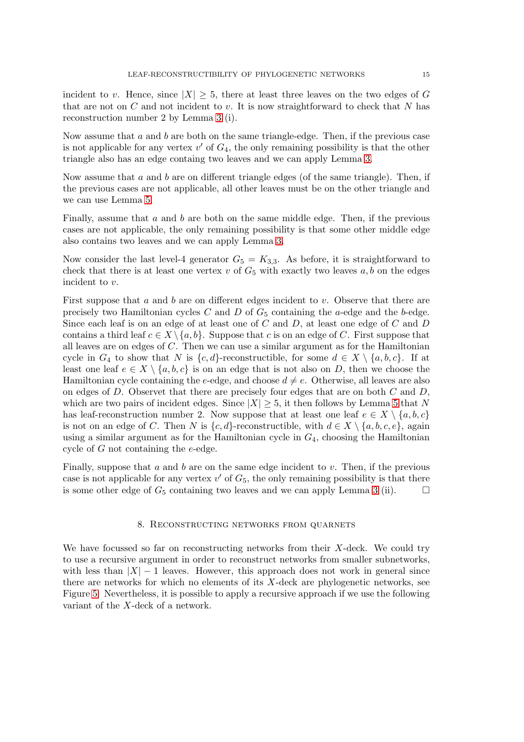incident to $v$. Hence, since $|X| \geq 5$, there at least three leaves on the two edges of $G$ that are not on $C$ and not incident to $v$. It is now straightforward to check that $N$ has reconstruction number 2 by Lemma 3 (i).

Now assume that $a$ and $b$ are both on the same triangle-edge. Then, if the previous case is not applicable for any vertex $v'$ of $G_4$, the only remaining possibility is that the other triangle also has an edge containg two leaves and we can apply Lemma 3.

Now assume that $a$ and $b$ are on different triangle edges (of the same triangle). Then, if the previous cases are not applicable, all other leaves must be on the other triangle and we can use Lemma 5.

Finally, assume that $a$ and $b$ are both on the same middle edge. Then, if the previous cases are not applicable, the only remaining possibility is that some other middle edge also contains two leaves and we can apply Lemma 3.

Now consider the last level-4 generator $G_5 = K_{3,3}$. As before, it is straightforward to check that there is at least one vertex $v$ of $G_5$ with exactly two leaves $a, b$ on the edges incident to $v$.

First suppose that $a$ and $b$ are on different edges incident to $v$. Observe that there are precisely two Hamiltonian cycles $C$ and $D$ of $G_5$ containing the $a$-edge and the $b$-edge. Since each leaf is on an edge of at least one of $C$ and $D$, at least one edge of $C$ and $D$ contains a third leaf $c \in X \setminus \{a, b\}$. Suppose that $c$ is on an edge of $C$. First suppose that all leaves are on edges of $C$. Then we can use a similar argument as for the Hamiltonian cycle in $G_4$ to show that $N$ is $\{c, d\}$-reconstructible, for some $d \in X \setminus \{a, b, c\}$. If at least one leaf $e \in X \setminus \{a, b, c\}$ is on an edge that is not also on $D$, then we choose the Hamiltonian cycle containing the $e$-edge, and choose $d \neq e$. Otherwise, all leaves are also on edges of $D$. Observet that there are precisely four edges that are on both $C$ and $D$, which are two pairs of incident edges. Since $|X| \geq 5$, it then follows by Lemma 5 that $N$ has leaf-reconstruction number 2. Now suppose that at least one leaf $e \in X \setminus \{a, b, c\}$ is not on an edge of $C$. Then $N$ is $\{c, d\}$-reconstructible, with $d \in X \setminus \{a, b, c, e\}$, again using a similar argument as for the Hamiltonian cycle in $G_4$, choosing the Hamiltonian cycle of $G$ not containing the $e$-edge.

Finally, suppose that $a$ and $b$ are on the same edge incident to $v$. Then, if the previous case is not applicable for any vertex $v'$ of $G_5$, the only remaining possibility is that there is some other edge of $G_5$ containing two leaves and we can apply Lemma 3 (ii). □

## 8. Reconstructing networks from quarnets

We have focussed so far on reconstructing networks from their $X$-deck. We could try to use a recursive argument in order to reconstruct networks from smaller subnetworks, with less than $|X| - 1$ leaves. However, this approach does not work in general since there are networks for which no elements of its $X$-deck are phylogenetic networks, see Figure 5. Nevertheless, it is possible to apply a recursive approach if we use the following variant of the $X$-deck of a network.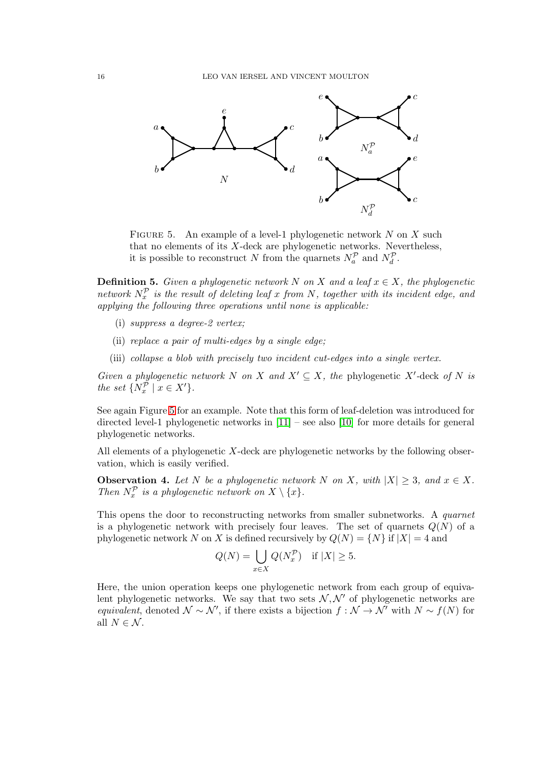FIGURE 5. An example of a level-1 phylogenetic network $N$ on $X$ such that no elements of its $X$-deck are phylogenetic networks. Nevertheless, it is possible to reconstruct $N$ from the quarnets $N_a^{\mathcal{P}}$ and $N_d^{\mathcal{P}}$.

**Definition 5.** *Given a phylogenetic network $N$ on $X$ and a leaf $x \in X$, the phylogenetic network $N_x^{\mathcal{P}}$ is the result of deleting leaf $x$ from $N$, together with its incident edge, and applying the following three operations until none is applicable:*

- (i) *suppress a degree-2 vertex;*
- (ii) *replace a pair of multi-edges by a single edge;*
- (iii) *collapse a blob with precisely two incident cut-edges into a single vertex.*

*Given a phylogenetic network $N$ on $X$ and $X' \subseteq X$, the* phylogenetic $X'$-deck *of $N$ is the set $\{N_x^{\mathcal{P}} \mid x \in X'\}$.*

See again Figure 5 for an example. Note that this form of leaf-deletion was introduced for directed level-1 phylogenetic networks in [11] – see also [10] for more details for general phylogenetic networks.

All elements of a phylogenetic $X$-deck are phylogenetic networks by the following observation, which is easily verified.

**Observation 4.** *Let $N$ be a phylogenetic network $N$ on $X$, with $|X| \geq 3$, and $x \in X$. Then $N_x^{\mathcal{P}}$ is a phylogenetic network on $X \setminus \{x\}$.*

This opens the door to reconstructing networks from smaller subnetworks. A *quarnet* is a phylogenetic network with precisely four leaves. The set of quarnets $Q(N)$ of a phylogenetic network $N$ on $X$ is defined recursively by $Q(N) = \{N\}$ if $|X| = 4$ and

$$Q(N) = \bigcup_{x \in X} Q(N_x^{\mathcal{P}}) \quad \text{if } |X| \geq 5.$$

Here, the union operation keeps one phylogenetic network from each group of equivalent phylogenetic networks. We say that two sets $\mathcal{N}, \mathcal{N}'$ of phylogenetic networks are *equivalent*, denoted $\mathcal{N} \sim \mathcal{N}'$, if there exists a bijection $f : \mathcal{N} \to \mathcal{N}'$ with $N \sim f(N)$ for all $N \in \mathcal{N}$.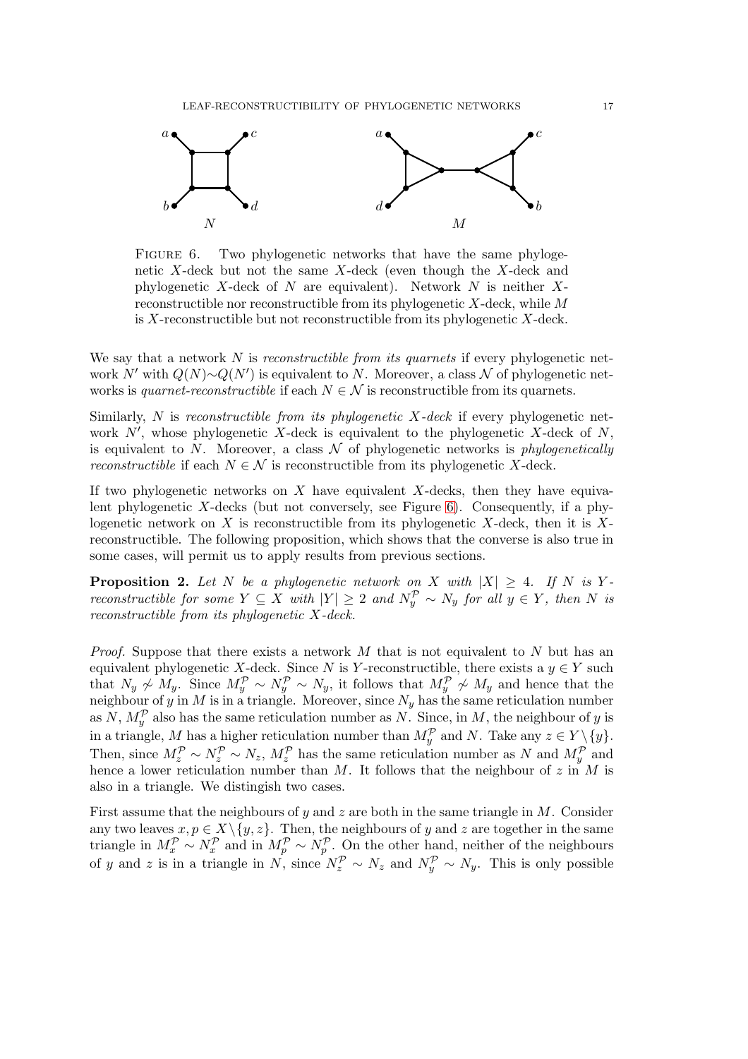FIGURE 6. Two phylogenetic networks that have the same phylogenetic $X$-deck but not the same $X$-deck (even though the $X$-deck and phylogenetic $X$-deck of $N$ are equivalent). Network $N$ is neither $X$-reconstructible nor reconstructible from its phylogenetic $X$-deck, while $M$ is $X$-reconstructible but not reconstructible from its phylogenetic $X$-deck.

We say that a network $N$ is *reconstructible from its quarnets* if every phylogenetic network $N'$ with $Q(N){\sim}Q(N')$ is equivalent to $N$. Moreover, a class $\mathcal{N}$ of phylogenetic networks is *quarnet-reconstructible* if each $N \in \mathcal{N}$ is reconstructible from its quarnets.

Similarly, $N$ is *reconstructible from its phylogenetic $X$-deck* if every phylogenetic network $N'$, whose phylogenetic $X$-deck is equivalent to the phylogenetic $X$-deck of $N$, is equivalent to $N$. Moreover, a class $\mathcal{N}$ of phylogenetic networks is *phylogenetically reconstructible* if each $N \in \mathcal{N}$ is reconstructible from its phylogenetic $X$-deck.

If two phylogenetic networks on $X$ have equivalent $X$-decks, then they have equivalent phylogenetic $X$-decks (but not conversely, see Figure 6). Consequently, if a phylogenetic network on $X$ is reconstructible from its phylogenetic $X$-deck, then it is $X$-reconstructible. The following proposition, which shows that the converse is also true in some cases, will permit us to apply results from previous sections.

**Proposition 2.** *Let $N$ be a phylogenetic network on $X$ with $|X| \geq 4$. If $N$ is $Y$-reconstructible for some $Y \subseteq X$ with $|Y| \geq 2$ and $N_y^{\mathcal{P}} \sim N_y$ for all $y \in Y$, then $N$ is reconstructible from its phylogenetic $X$-deck.*

*Proof.* Suppose that there exists a network $M$ that is not equivalent to $N$ but has an equivalent phylogenetic $X$-deck. Since $N$ is $Y$-reconstructible, there exists a $y \in Y$ such that $N_y \not\sim M_y$. Since $M_y^{\mathcal{P}} \sim N_y^{\mathcal{P}} \sim N_y$, it follows that $M_y^{\mathcal{P}} \not\sim M_y$ and hence that the neighbour of $y$ in $M$ is in a triangle. Moreover, since $N_y$ has the same reticulation number as $N$, $M_y^{\mathcal{P}}$ also has the same reticulation number as $N$. Since, in $M$, the neighbour of $y$ is in a triangle, $M$ has a higher reticulation number than $M_y^{\mathcal{P}}$ and $N$. Take any $z \in Y \setminus \{y\}$. Then, since $M_z^{\mathcal{P}} \sim N_z^{\mathcal{P}} \sim N_z$, $M_z^{\mathcal{P}}$ has the same reticulation number as $N$ and $M_y^{\mathcal{P}}$ and hence a lower reticulation number than $M$. It follows that the neighbour of $z$ in $M$ is also in a triangle. We distinguish two cases.

First assume that the neighbours of $y$ and $z$ are both in the same triangle in $M$. Consider any two leaves $x, p \in X \setminus \{y, z\}$. Then, the neighbours of $y$ and $z$ are together in the same triangle in $M_x^{\mathcal{P}} \sim N_x^{\mathcal{P}}$ and in $M_p^{\mathcal{P}} \sim N_p^{\mathcal{P}}$. On the other hand, neither of the neighbours of $y$ and $z$ is in a triangle in $N$, since $N_z^{\mathcal{P}} \sim N_z$ and $N_y^{\mathcal{P}} \sim N_y$. This is only possible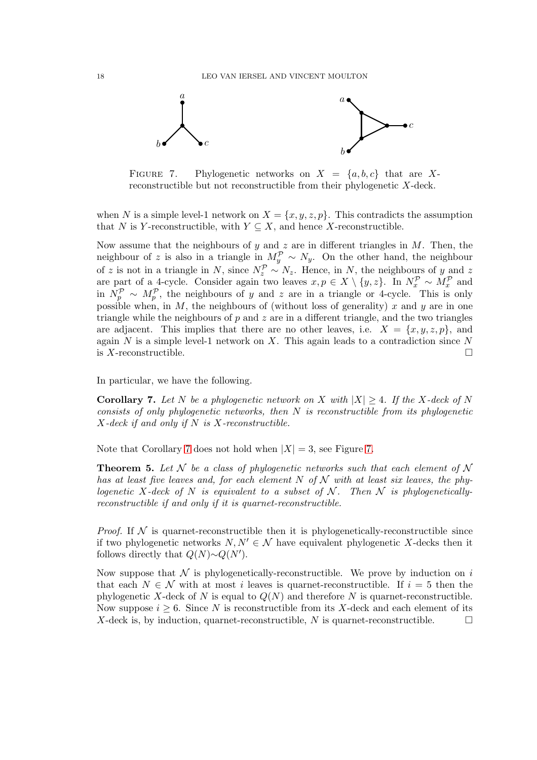FIGURE 7. Phylogenetic networks on $X = \{a, b, c\}$ that are $X$-reconstructible but not reconstructible from their phylogenetic $X$-deck.

when $N$ is a simple level-1 network on $X = \{x, y, z, p\}$. This contradicts the assumption that $N$ is $Y$-reconstructible, with $Y \subseteq X$, and hence $X$-reconstructible.

Now assume that the neighbours of $y$ and $z$ are in different triangles in $M$. Then, the neighbour of $z$ is also in a triangle in $M_y^{\mathcal{P}} \sim N_y$. On the other hand, the neighbour of $z$ is not in a triangle in $N$, since $N_z^{\mathcal{P}} \sim N_z$. Hence, in $N$, the neighbours of $y$ and $z$ are part of a 4-cycle. Consider again two leaves $x, p \in X \setminus \{y, z\}$. In $N_x^{\mathcal{P}} \sim M_x^{\mathcal{P}}$ and in $N_p^{\mathcal{P}} \sim M_p^{\mathcal{P}}$, the neighbours of $y$ and $z$ are in a triangle or 4-cycle. This is only possible when, in $M$, the neighbours of (without loss of generality) $x$ and $y$ are in one triangle while the neighbours of $p$ and $z$ are in a different triangle, and the two triangles are adjacent. This implies that there are no other leaves, i.e. $X = \{x, y, z, p\}$, and again $N$ is a simple level-1 network on $X$. This again leads to a contradiction since $N$ is $X$-reconstructible. $\square$

In particular, we have the following.

**Corollary 7.** *Let $N$ be a phylogenetic network on $X$ with $|X| \geq 4$. If the $X$-deck of $N$ consists of only phylogenetic networks, then $N$ is reconstructible from its phylogenetic $X$-deck if and only if $N$ is $X$-reconstructible.*

Note that Corollary 7 does not hold when $|X| = 3$, see Figure 7.

**Theorem 5.** *Let $\mathcal{N}$ be a class of phylogenetic networks such that each element of $\mathcal{N}$ has at least five leaves and, for each element $N$ of $\mathcal{N}$ with at least six leaves, the phylogenetic $X$-deck of $N$ is equivalent to a subset of $\mathcal{N}$. Then $\mathcal{N}$ is phylogenetically-reconstructible if and only if it is quarnet-reconstructible.*

*Proof.* If $\mathcal{N}$ is quarnet-reconstructible then it is phylogenetically-reconstructible since if two phylogenetic networks $N, N' \in \mathcal{N}$ have equivalent phylogenetic $X$-decks then it follows directly that $Q(N) \sim Q(N')$.

Now suppose that $\mathcal{N}$ is phylogenetically-reconstructible. We prove by induction on $i$ that each $N \in \mathcal{N}$ with at most $i$ leaves is quarnet-reconstructible. If $i = 5$ then the phylogenetic $X$-deck of $N$ is equal to $Q(N)$ and therefore $N$ is quarnet-reconstructible. Now suppose $i \geq 6$. Since $N$ is reconstructible from its $X$-deck and each element of its $X$-deck is, by induction, quarnet-reconstructible, $N$ is quarnet-reconstructible. $\square$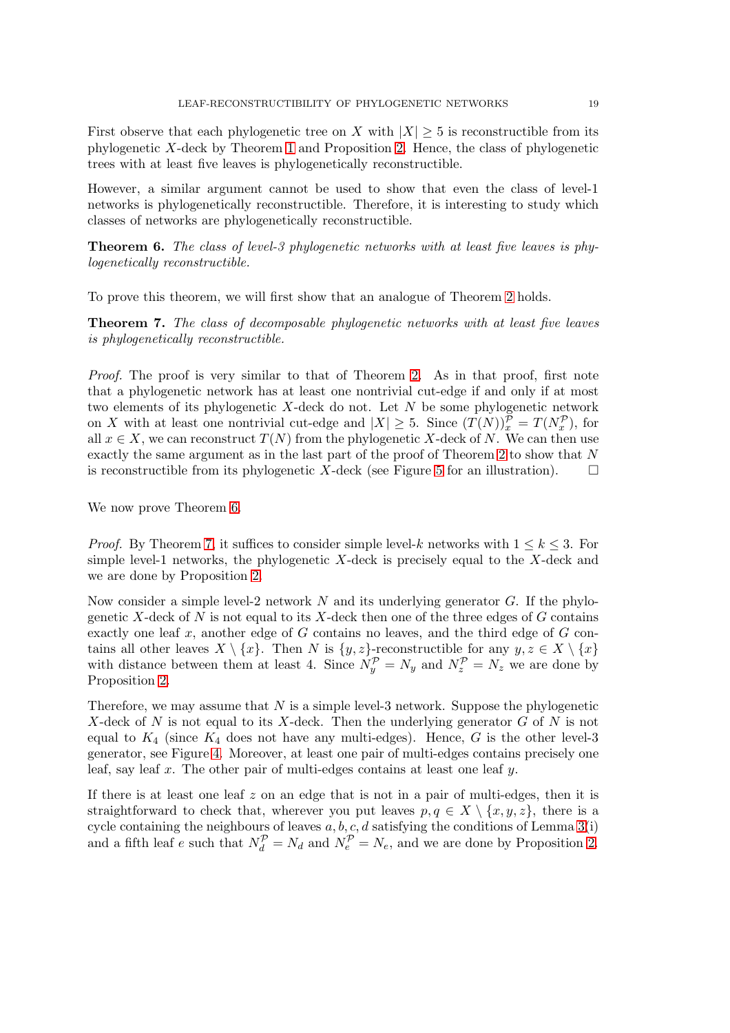First observe that each phylogenetic tree on $X$ with $|X| \geq 5$ is reconstructible from its phylogenetic $X$-deck by Theorem 1 and Proposition 2. Hence, the class of phylogenetic trees with at least five leaves is phylogenetically reconstructible.

However, a similar argument cannot be used to show that even the class of level-1 networks is phylogenetically reconstructible. Therefore, it is interesting to study which classes of networks are phylogenetically reconstructible.

**Theorem 6.** *The class of level-3 phylogenetic networks with at least five leaves is phylogenetically reconstructible.*

To prove this theorem, we will first show that an analogue of Theorem 2 holds.

**Theorem 7.** *The class of decomposable phylogenetic networks with at least five leaves is phylogenetically reconstructible.*

*Proof.* The proof is very similar to that of Theorem 2. As in that proof, first note that a phylogenetic network has at least one nontrivial cut-edge if and only if at most two elements of its phylogenetic $X$-deck do not. Let $N$ be some phylogenetic network on $X$ with at least one nontrivial cut-edge and $|X| \geq 5$. Since $(T(N))_x^{\mathcal{P}} = T(N_x^{\mathcal{P}})$, for all $x \in X$, we can reconstruct $T(N)$ from the phylogenetic $X$-deck of $N$. We can then use exactly the same argument as in the last part of the proof of Theorem 2 to show that $N$ is reconstructible from its phylogenetic $X$-deck (see Figure 5 for an illustration). □

We now prove Theorem 6.

*Proof.* By Theorem 7, it suffices to consider simple level-$k$ networks with $1 \leq k \leq 3$. For simple level-1 networks, the phylogenetic $X$-deck is precisely equal to the $X$-deck and we are done by Proposition 2.

Now consider a simple level-2 network $N$ and its underlying generator $G$. If the phylogenetic $X$-deck of $N$ is not equal to its $X$-deck then one of the three edges of $G$ contains exactly one leaf $x$, another edge of $G$ contains no leaves, and the third edge of $G$ contains all other leaves $X \setminus \{x\}$. Then $N$ is $\{y, z\}$-reconstructible for any $y, z \in X \setminus \{x\}$ with distance between them at least 4. Since $N_y^{\mathcal{P}} = N_y$ and $N_z^{\mathcal{P}} = N_z$ we are done by Proposition 2.

Therefore, we may assume that $N$ is a simple level-3 network. Suppose the phylogenetic $X$-deck of $N$ is not equal to its $X$-deck. Then the underlying generator $G$ of $N$ is not equal to $K_4$ (since $K_4$ does not have any multi-edges). Hence, $G$ is the other level-3 generator, see Figure 4. Moreover, at least one pair of multi-edges contains precisely one leaf, say leaf $x$. The other pair of multi-edges contains at least one leaf $y$.

If there is at least one leaf $z$ on an edge that is not in a pair of multi-edges, then it is straightforward to check that, wherever you put leaves $p, q \in X \setminus \{x, y, z\}$, there is a cycle containing the neighbours of leaves $a, b, c, d$ satisfying the conditions of Lemma 3(i) and a fifth leaf $e$ such that $N_d^{\mathcal{P}} = N_d$ and $N_e^{\mathcal{P}} = N_e$, and we are done by Proposition 2.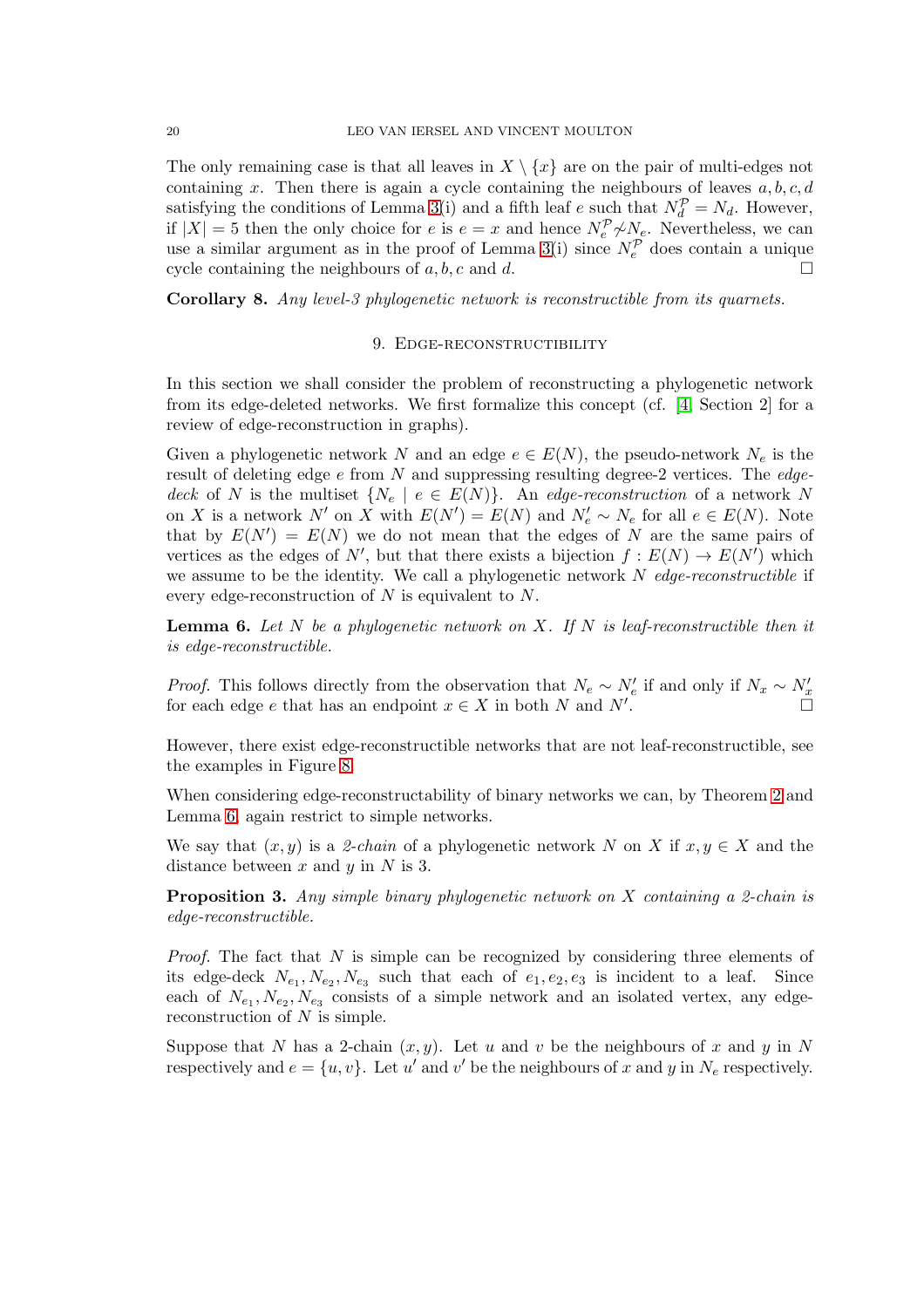The only remaining case is that all leaves in $X \setminus \{x\}$ are on the pair of multi-edges not containing $x$. Then there is again a cycle containing the neighbours of leaves $a, b, c, d$ satisfying the conditions of Lemma 3(i) and a fifth leaf $e$ such that $N_d^{\mathcal{P}} = N_d$. However, if $|X| = 5$ then the only choice for $e$ is $e = x$ and hence $N_e^{\mathcal{P}} \not\sim N_e$. Nevertheless, we can use a similar argument as in the proof of Lemma 3(i) since $N_e^{\mathcal{P}}$ does contain a unique cycle containing the neighbours of $a, b, c$ and $d$. □

**Corollary 8.** *Any level-3 phylogenetic network is reconstructible from its quarnets.*

## 9. Edge-reconstructibility

In this section we shall consider the problem of reconstructing a phylogenetic network from its edge-deleted networks. We first formalize this concept (cf. [4, Section 2] for a review of edge-reconstruction in graphs).

Given a phylogenetic network $N$ and an edge $e \in E(N)$, the pseudo-network $N_e$ is the result of deleting edge $e$ from $N$ and suppressing resulting degree-2 vertices. The *edge-deck* of $N$ is the multiset $\{N_e \mid e \in E(N)\}$. An *edge-reconstruction* of a network $N$ on $X$ is a network $N'$ on $X$ with $E(N') = E(N)$ and $N'_e \sim N_e$ for all $e \in E(N)$. Note that by $E(N') = E(N)$ we do not mean that the edges of $N$ are the same pairs of vertices as the edges of $N'$, but that there exists a bijection $f : E(N) \to E(N')$ which we assume to be the identity. We call a phylogenetic network $N$ *edge-reconstructible* if every edge-reconstruction of $N$ is equivalent to $N$.

**Lemma 6.** *Let $N$ be a phylogenetic network on $X$. If $N$ is leaf-reconstructible then it is edge-reconstructible.*

*Proof.* This follows directly from the observation that $N_e \sim N'_e$ if and only if $N_x \sim N'_x$ for each edge $e$ that has an endpoint $x \in X$ in both $N$ and $N'$. □

However, there exist edge-reconstructible networks that are not leaf-reconstructible, see the examples in Figure 8.

When considering edge-reconstructability of binary networks we can, by Theorem 2 and Lemma 6, again restrict to simple networks.

We say that $(x, y)$ is a *2-chain* of a phylogenetic network $N$ on $X$ if $x, y \in X$ and the distance between $x$ and $y$ in $N$ is 3.

**Proposition 3.** *Any simple binary phylogenetic network on $X$ containing a 2-chain is edge-reconstructible.*

*Proof.* The fact that $N$ is simple can be recognized by considering three elements of its edge-deck $N_{e_1}, N_{e_2}, N_{e_3}$ such that each of $e_1, e_2, e_3$ is incident to a leaf. Since each of $N_{e_1}, N_{e_2}, N_{e_3}$ consists of a simple network and an isolated vertex, any edge-reconstruction of $N$ is simple.

Suppose that $N$ has a 2-chain $(x, y)$. Let $u$ and $v$ be the neighbours of $x$ and $y$ in $N$ respectively and $e = \{u, v\}$. Let $u'$ and $v'$ be the neighbours of $x$ and $y$ in $N_e$ respectively.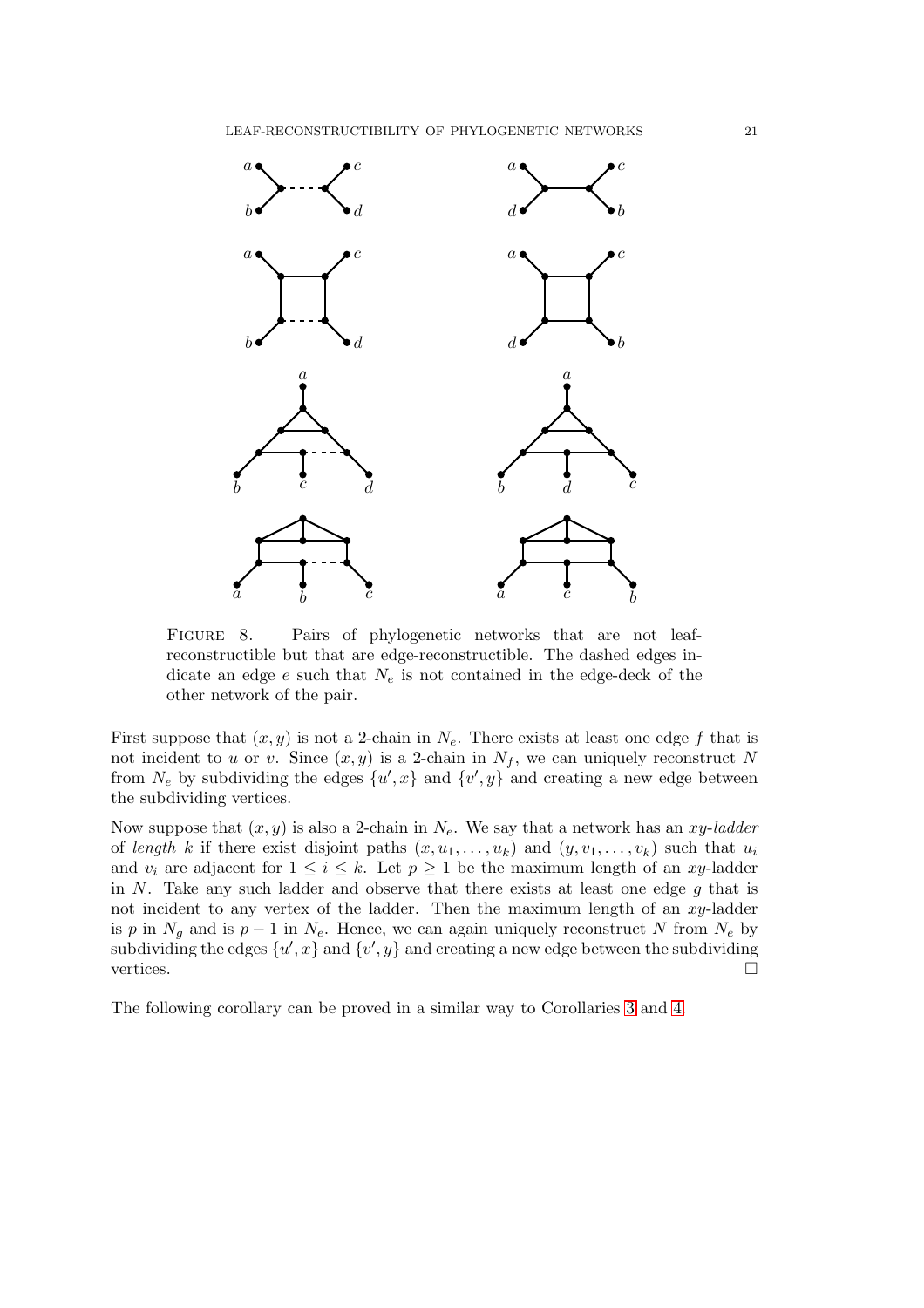FIGURE 8. Pairs of phylogenetic networks that are not leaf-reconstructible but that are edge-reconstructible. The dashed edges indicate an edge $e$ such that $N_e$ is not contained in the edge-deck of the other network of the pair.

First suppose that $(x, y)$ is not a 2-chain in $N_e$. There exists at least one edge $f$ that is not incident to $u$ or $v$. Since $(x, y)$ is a 2-chain in $N_f$, we can uniquely reconstruct $N$ from $N_e$ by subdividing the edges $\{u', x\}$ and $\{v', y\}$ and creating a new edge between the subdividing vertices.

Now suppose that $(x, y)$ is also a 2-chain in $N_e$. We say that a network has an *xy-ladder* of *length* $k$ if there exist disjoint paths $(x, u_1, \ldots, u_k)$ and $(y, v_1, \ldots, v_k)$ such that $u_i$ and $v_i$ are adjacent for $1 \leq i \leq k$. Let $p \geq 1$ be the maximum length of an $xy$-ladder in $N$. Take any such ladder and observe that there exists at least one edge $g$ that is not incident to any vertex of the ladder. Then the maximum length of an $xy$-ladder is $p$ in $N_g$ and is $p-1$ in $N_e$. Hence, we can again uniquely reconstruct $N$ from $N_e$ by subdividing the edges $\{u', x\}$ and $\{v', y\}$ and creating a new edge between the subdividing vertices. □

The following corollary can be proved in a similar way to Corollaries 3 and 4.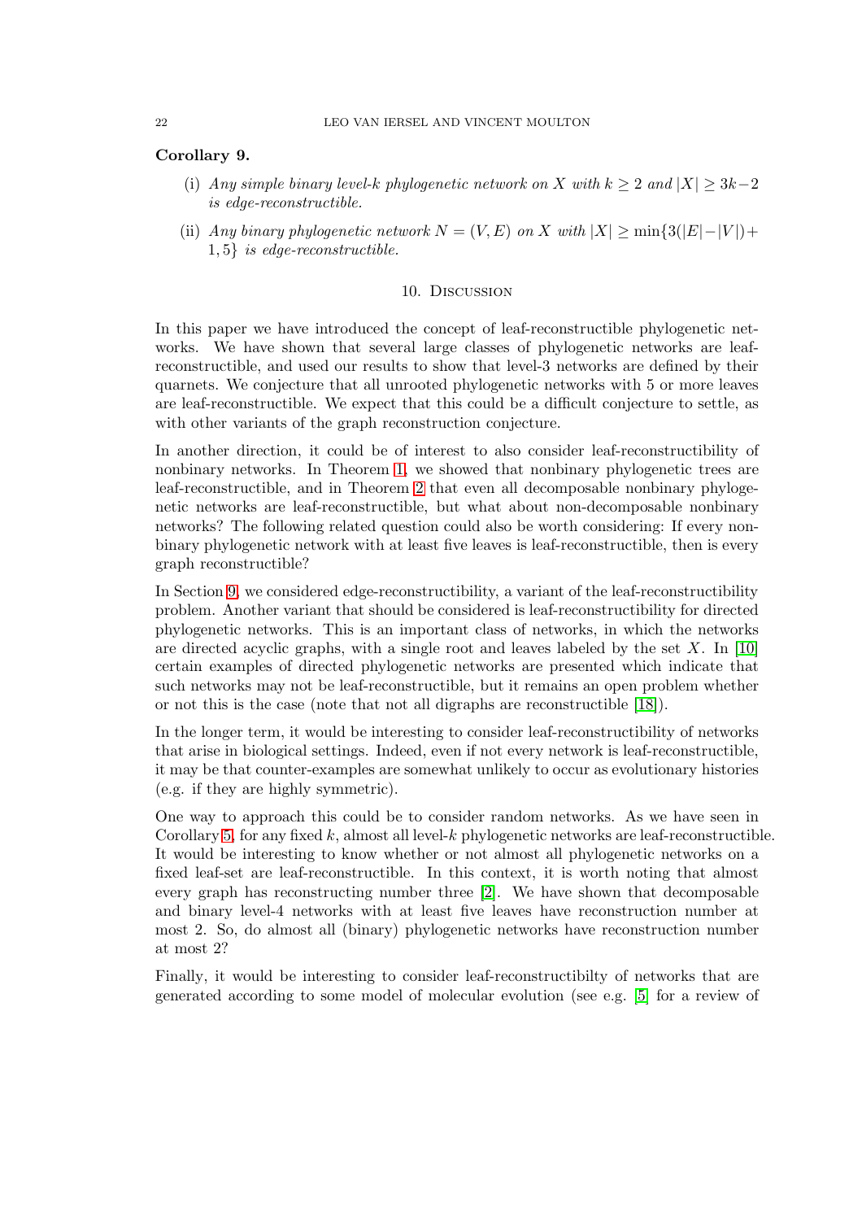**Corollary 9.**

(i) *Any simple binary level-$k$ phylogenetic network on $X$ with $k \geq 2$ and $|X| \geq 3k-2$ is edge-reconstructible.*

(ii) *Any binary phylogenetic network $N = (V, E)$ on $X$ with $|X| \geq \min\{3(|E|-|V|)+1, 5\}$ is edge-reconstructible.*

## 10. Discussion

In this paper we have introduced the concept of leaf-reconstructible phylogenetic networks. We have shown that several large classes of phylogenetic networks are leaf-reconstructible, and used our results to show that level-3 networks are defined by their quarnets. We conjecture that all unrooted phylogenetic networks with 5 or more leaves are leaf-reconstructible. We expect that this could be a difficult conjecture to settle, as with other variants of the graph reconstruction conjecture.

In another direction, it could be of interest to also consider leaf-reconstructibility of nonbinary networks. In Theorem 1, we showed that nonbinary phylogenetic trees are leaf-reconstructible, and in Theorem 2 that even all decomposable nonbinary phylogenetic networks are leaf-reconstructible, but what about non-decomposable nonbinary networks? The following related question could also be worth considering: If every nonbinary phylogenetic network with at least five leaves is leaf-reconstructible, then is every graph reconstructible?

In Section 9, we considered edge-reconstructibility, a variant of the leaf-reconstructibility problem. Another variant that should be considered is leaf-reconstructibility for directed phylogenetic networks. This is an important class of networks, in which the networks are directed acyclic graphs, with a single root and leaves labeled by the set $X$. In [10] certain examples of directed phylogenetic networks are presented which indicate that such networks may not be leaf-reconstructible, but it remains an open problem whether or not this is the case (note that not all digraphs are reconstructible [18]).

In the longer term, it would be interesting to consider leaf-reconstructibility of networks that arise in biological settings. Indeed, even if not every network is leaf-reconstructible, it may be that counter-examples are somewhat unlikely to occur as evolutionary histories (e.g. if they are highly symmetric).

One way to approach this could be to consider random networks. As we have seen in Corollary 5, for any fixed $k$, almost all level-$k$ phylogenetic networks are leaf-reconstructible. It would be interesting to know whether or not almost all phylogenetic networks on a fixed leaf-set are leaf-reconstructible. In this context, it is worth noting that almost every graph has reconstructing number three [2]. We have shown that decomposable and binary level-4 networks with at least five leaves have reconstruction number at most 2. So, do almost all (binary) phylogenetic networks have reconstruction number at most 2?

Finally, it would be interesting to consider leaf-reconstructibilty of networks that are generated according to some model of molecular evolution (see e.g. [5] for a review of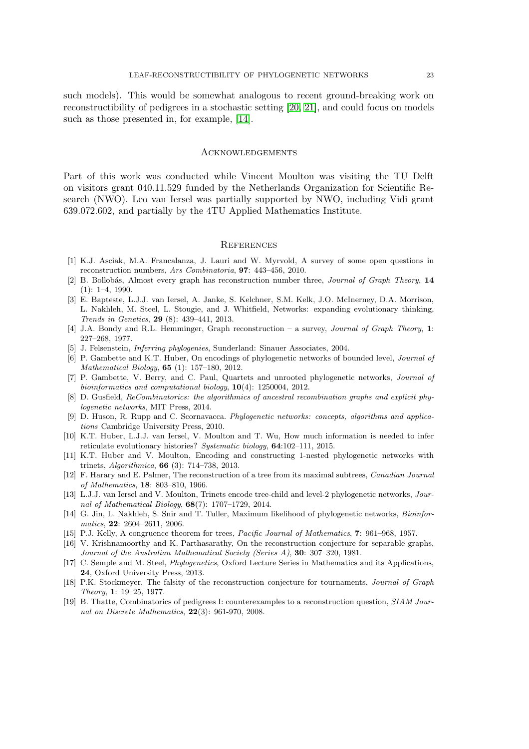such models). This would be somewhat analogous to recent ground-breaking work on reconstructibility of pedigrees in a stochastic setting [20, 21], and could focus on models such as those presented in, for example, [14].

## Acknowledgements

Part of this work was conducted while Vincent Moulton was visiting the TU Delft on visitors grant 040.11.529 funded by the Netherlands Organization for Scientific Research (NWO). Leo van Iersel was partially supported by NWO, including Vidi grant 639.072.602, and partially by the 4TU Applied Mathematics Institute.

## References

[1] K.J. Asciak, M.A. Francalanza, J. Lauri and W. Myrvold, A survey of some open questions in reconstruction numbers, *Ars Combinatoria*, **97**: 443–456, 2010.

[2] B. Bollobás, Almost every graph has reconstruction number three, *Journal of Graph Theory*, **14** (1): 1–4, 1990.

[3] E. Bapteste, L.J.J. van Iersel, A. Janke, S. Kelchner, S.M. Kelk, J.O. McInerney, D.A. Morrison, L. Nakhleh, M. Steel, L. Stougie, and J. Whitfield, Networks: expanding evolutionary thinking, *Trends in Genetics*, **29** (8): 439–441, 2013.

[4] J.A. Bondy and R.L. Hemminger, Graph reconstruction – a survey, *Journal of Graph Theory*, **1**: 227–268, 1977.

[5] J. Felsenstein, *Inferring phylogenies*, Sunderland: Sinauer Associates, 2004.

[6] P. Gambette and K.T. Huber, On encodings of phylogenetic networks of bounded level, *Journal of Mathematical Biology*, **65** (1): 157–180, 2012.

[7] P. Gambette, V. Berry, and C. Paul, Quartets and unrooted phylogenetic networks, *Journal of bioinformatics and computational biology*, **10**(4): 1250004, 2012.

[8] D. Gusfield, *ReCombinatorics: the algorithmics of ancestral recombination graphs and explicit phylogenetic networks*, MIT Press, 2014.

[9] D. Huson, R. Rupp and C. Scornavacca. *Phylogenetic networks: concepts, algorithms and applications* Cambridge University Press, 2010.

[10] K.T. Huber, L.J.J. van Iersel, V. Moulton and T. Wu, How much information is needed to infer reticulate evolutionary histories? *Systematic biology*, **64**:102–111, 2015.

[11] K.T. Huber and V. Moulton, Encoding and constructing 1-nested phylogenetic networks with trinets, *Algorithmica*, **66** (3): 714–738, 2013.

[12] F. Harary and E. Palmer, The reconstruction of a tree from its maximal subtrees, *Canadian Journal of Mathematics*, **18**: 803–810, 1966.

[13] L.J.J. van Iersel and V. Moulton, Trinets encode tree-child and level-2 phylogenetic networks, *Journal of Mathematical Biology*, **68**(7): 1707–1729, 2014.

[14] G. Jin, L. Nakhleh, S. Snir and T. Tuller, Maximum likelihood of phylogenetic networks, *Bioinformatics*, **22**: 2604–2611, 2006.

[15] P.J. Kelly, A congruence theorem for trees, *Pacific Journal of Mathematics*, **7**: 961–968, 1957.

[16] V. Krishnamoorthy and K. Parthasarathy, On the reconstruction conjecture for separable graphs, *Journal of the Australian Mathematical Society (Series A)*, **30**: 307–320, 1981.

[17] C. Semple and M. Steel, *Phylogenetics*, Oxford Lecture Series in Mathematics and its Applications, **24**, Oxford University Press, 2013.

[18] P.K. Stockmeyer, The falsity of the reconstruction conjecture for tournaments, *Journal of Graph Theory*, **1**: 19–25, 1977.

[19] B. Thatte, Combinatorics of pedigrees I: counterexamples to a reconstruction question, *SIAM Journal on Discrete Mathematics*, **22**(3): 961-970, 2008.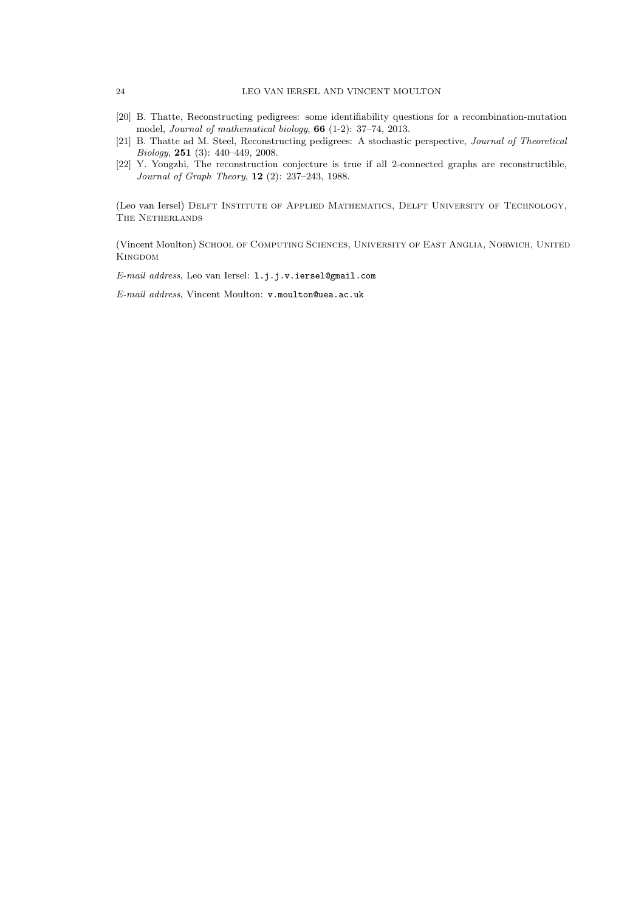[20] B. Thatte, Reconstructing pedigrees: some identifiability questions for a recombination-mutation model, *Journal of mathematical biology*, **66** (1-2): 37–74, 2013.

[21] B. Thatte ad M. Steel, Reconstructing pedigrees: A stochastic perspective, *Journal of Theoretical Biology*, **251** (3): 440–449, 2008.

[22] Y. Yongzhi, The reconstruction conjecture is true if all 2-connected graphs are reconstructible, *Journal of Graph Theory*, **12** (2): 237–243, 1988.

(Leo van Iersel) Delft Institute of Applied Mathematics, Delft University of Technology, The Netherlands

(Vincent Moulton) School of Computing Sciences, University of East Anglia, Norwich, United Kingdom

*E-mail address*, Leo van Iersel: `l.j.j.v.iersel@gmail.com`

*E-mail address*, Vincent Moulton: `v.moulton@uea.ac.uk`